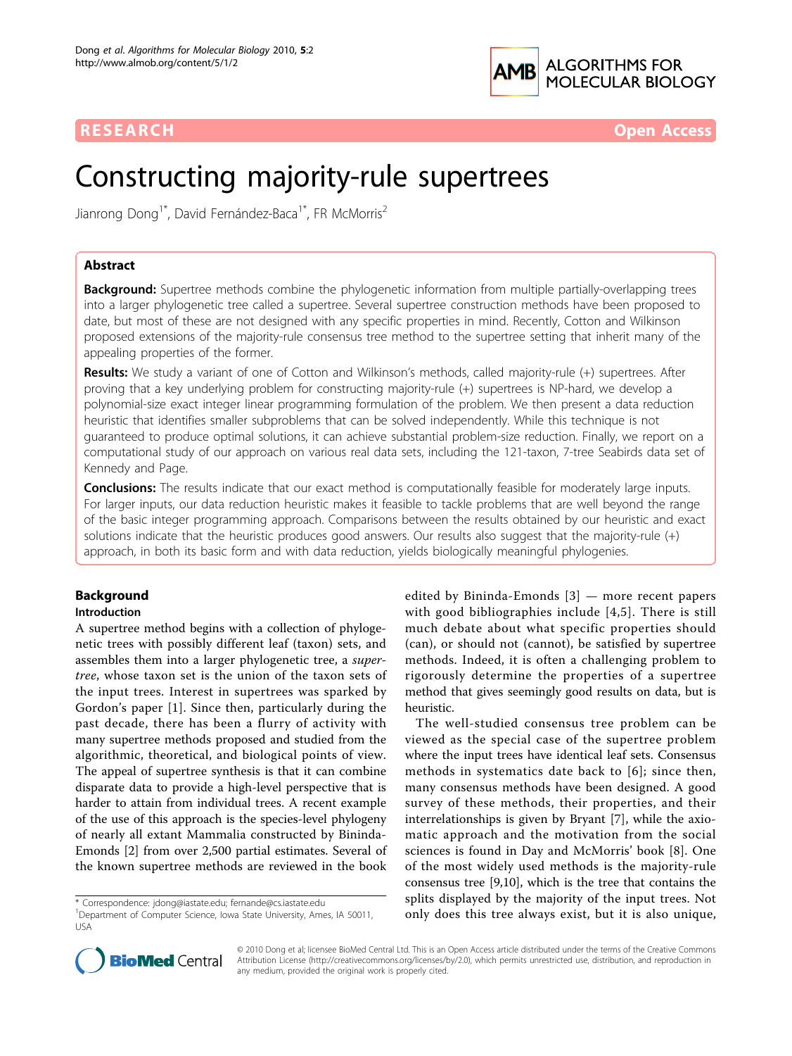RESEARCH **Open Access**

# Constructing majority-rule supertrees

Jianrong Dong[1*], David Fernández-Baca[1*], FR McMorris[2]

## Abstract

**Background:** Supertree methods combine the phylogenetic information from multiple partially-overlapping trees into a larger phylogenetic tree called a supertree. Several supertree construction methods have been proposed to date, but most of these are not designed with any specific properties in mind. Recently, Cotton and Wilkinson proposed extensions of the majority-rule consensus tree method to the supertree setting that inherit many of the appealing properties of the former.

**Results:** We study a variant of one of Cotton and Wilkinson's methods, called majority-rule (+) supertrees. After proving that a key underlying problem for constructing majority-rule (+) supertrees is NP-hard, we develop a polynomial-size exact integer linear programming formulation of the problem. We then present a data reduction heuristic that identifies smaller subproblems that can be solved independently. While this technique is not guaranteed to produce optimal solutions, it can achieve substantial problem-size reduction. Finally, we report on a computational study of our approach on various real data sets, including the 121-taxon, 7-tree Seabirds data set of Kennedy and Page.

**Conclusions:** The results indicate that our exact method is computationally feasible for moderately large inputs. For larger inputs, our data reduction heuristic makes it feasible to tackle problems that are well beyond the range of the basic integer programming approach. Comparisons between the results obtained by our heuristic and exact solutions indicate that the heuristic produces good answers. Our results also suggest that the majority-rule (+) approach, in both its basic form and with data reduction, yields biologically meaningful phylogenies.

## Background

### Introduction

A supertree method begins with a collection of phylogenetic trees with possibly different leaf (taxon) sets, and assembles them into a larger phylogenetic tree, a *supertree*, whose taxon set is the union of the taxon sets of the input trees. Interest in supertrees was sparked by Gordon's paper [1]. Since then, particularly during the past decade, there has been a flurry of activity with many supertree methods proposed and studied from the algorithmic, theoretical, and biological points of view. The appeal of supertree synthesis is that it can combine disparate data to provide a high-level perspective that is harder to attain from individual trees. A recent example of the use of this approach is the species-level phylogeny of nearly all extant Mammalia constructed by Bininda-Emonds [2] from over 2,500 partial estimates. Several of the known supertree methods are reviewed in the book edited by Bininda-Emonds [3] — more recent papers with good bibliographies include [4,5]. There is still much debate about what specific properties should (can), or should not (cannot), be satisfied by supertree methods. Indeed, it is often a challenging problem to rigorously determine the properties of a supertree method that gives seemingly good results on data, but is heuristic.

The well-studied consensus tree problem can be viewed as the special case of the supertree problem where the input trees have identical leaf sets. Consensus methods in systematics date back to [6]; since then, many consensus methods have been designed. A good survey of these methods, their properties, and their interrelationships is given by Bryant [7], while the axiomatic approach and the motivation from the social sciences is found in Day and McMorris' book [8]. One of the most widely used methods is the majority-rule consensus tree [9,10], which is the tree that contains the splits displayed by the majority of the input trees. Not only does this tree always exist, but it is also unique,

\* Correspondence: jdong@iastate.edu; fernande@cs.iastate.edu
[1]Department of Computer Science, Iowa State University, Ames, IA 50011, USA

© 2010 Dong et al; licensee BioMed Central Ltd. This is an Open Access article distributed under the terms of the Creative Commons Attribution License (http://creativecommons.org/licenses/by/2.0), which permits unrestricted use, distribution, and reproduction in any medium, provided the original work is properly cited.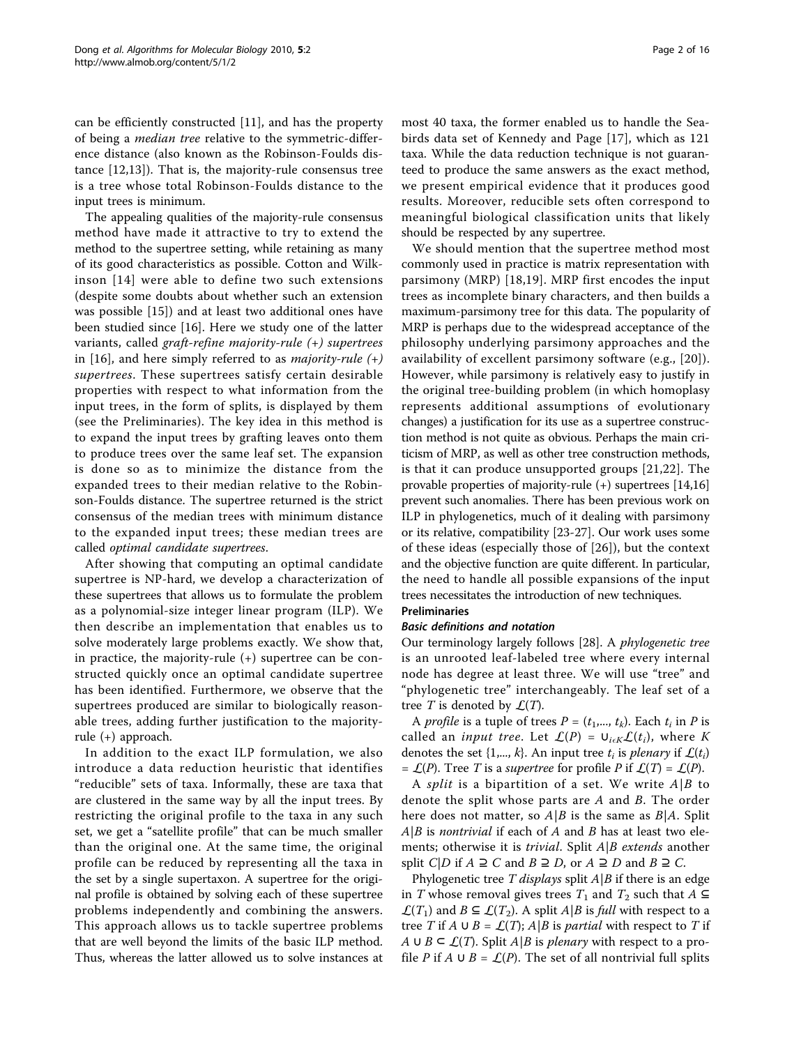can be efficiently constructed [11], and has the property of being a *median tree* relative to the symmetric-difference distance (also known as the Robinson-Foulds distance [12,13]). That is, the majority-rule consensus tree is a tree whose total Robinson-Foulds distance to the input trees is minimum.

The appealing qualities of the majority-rule consensus method have made it attractive to try to extend the method to the supertree setting, while retaining as many of its good characteristics as possible. Cotton and Wilkinson [14] were able to define two such extensions (despite some doubts about whether such an extension was possible [15]) and at least two additional ones have been studied since [16]. Here we study one of the latter variants, called *graft-refine majority-rule (+) supertrees* in [16], and here simply referred to as *majority-rule (+) supertrees*. These supertrees satisfy certain desirable properties with respect to what information from the input trees, in the form of splits, is displayed by them (see the Preliminaries). The key idea in this method is to expand the input trees by grafting leaves onto them to produce trees over the same leaf set. The expansion is done so as to minimize the distance from the expanded trees to their median relative to the Robinson-Foulds distance. The supertree returned is the strict consensus of the median trees with minimum distance to the expanded input trees; these median trees are called *optimal candidate supertrees*.

After showing that computing an optimal candidate supertree is NP-hard, we develop a characterization of these supertrees that allows us to formulate the problem as a polynomial-size integer linear program (ILP). We then describe an implementation that enables us to solve moderately large problems exactly. We show that, in practice, the majority-rule (+) supertree can be constructed quickly once an optimal candidate supertree has been identified. Furthermore, we observe that the supertrees produced are similar to biologically reasonable trees, adding further justification to the majority-rule (+) approach.

In addition to the exact ILP formulation, we also introduce a data reduction heuristic that identifies "reducible" sets of taxa. Informally, these are taxa that are clustered in the same way by all the input trees. By restricting the original profile to the taxa in any such set, we get a "satellite profile" that can be much smaller than the original one. At the same time, the original profile can be reduced by representing all the taxa in the set by a single supertaxon. A supertree for the original profile is obtained by solving each of these supertree problems independently and combining the answers. This approach allows us to tackle supertree problems that are well beyond the limits of the basic ILP method. Thus, whereas the latter allowed us to solve instances at most 40 taxa, the former enabled us to handle the Seabirds data set of Kennedy and Page [17], which as 121 taxa. While the data reduction technique is not guaranteed to produce the same answers as the exact method, we present empirical evidence that it produces good results. Moreover, reducible sets often correspond to meaningful biological classification units that likely should be respected by any supertree.

We should mention that the supertree method most commonly used in practice is matrix representation with parsimony (MRP) [18,19]. MRP first encodes the input trees as incomplete binary characters, and then builds a maximum-parsimony tree for this data. The popularity of MRP is perhaps due to the widespread acceptance of the philosophy underlying parsimony approaches and the availability of excellent parsimony software (e.g., [20]). However, while parsimony is relatively easy to justify in the original tree-building problem (in which homoplasy represents additional assumptions of evolutionary changes) a justification for its use as a supertree construction method is not quite as obvious. Perhaps the main criticism of MRP, as well as other tree construction methods, is that it can produce unsupported groups [21,22]. The provable properties of majority-rule (+) supertrees [14,16] prevent such anomalies. There has been previous work on ILP in phylogenetics, much of it dealing with parsimony or its relative, compatibility [23-27]. Our work uses some of these ideas (especially those of [26]), but the context and the objective function are quite different. In particular, the need to handle all possible expansions of the input trees necessitates the introduction of new techniques.

## Preliminaries

### Basic definitions and notation

Our terminology largely follows [28]. A *phylogenetic tree* is an unrooted leaf-labeled tree where every internal node has degree at least three. We will use "tree" and "phylogenetic tree" interchangeably. The leaf set of a tree $T$ is denoted by $\mathcal{L}(T)$.

A *profile* is a tuple of trees $P = (t_1,..., t_k)$. Each $t_i$ in $P$ is called an *input tree*. Let $\mathcal{L}(P) = \cup_{i \in K} \mathcal{L}(t_i)$, where $K$ denotes the set $\{1,..., k\}$. An input tree $t_i$ is *plenary* if $\mathcal{L}(t_i) = \mathcal{L}(P)$. Tree $T$ is a *supertree* for profile $P$ if $\mathcal{L}(T) = \mathcal{L}(P)$.

A *split* is a bipartition of a set. We write $A|B$ to denote the split whose parts are $A$ and $B$. The order here does not matter, so $A|B$ is the same as $B|A$. Split $A|B$ is *nontrivial* if each of $A$ and $B$ has at least two elements; otherwise it is *trivial*. Split $A|B$ *extends* another split $C|D$ if $A \supseteq C$ and $B \supseteq D$, or $A \supseteq D$ and $B \supseteq C$.

Phylogenetic tree $T$ *displays* split $A|B$ if there is an edge in $T$ whose removal gives trees $T_1$ and $T_2$ such that $A \subseteq \mathcal{L}(T_1)$ and $B \subseteq \mathcal{L}(T_2)$. A split $A|B$ is *full* with respect to a tree $T$ if $A \cup B = \mathcal{L}(T)$; $A|B$ is *partial* with respect to $T$ if $A \cup B \subset \mathcal{L}(T)$. Split $A|B$ is *plenary* with respect to a profile $P$ if $A \cup B = \mathcal{L}(P)$. The set of all nontrivial full splits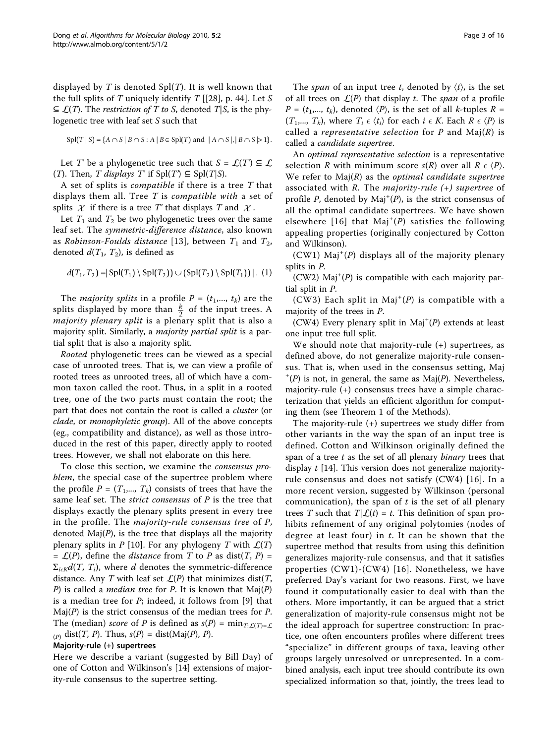displayed by $T$ is denoted $\mathrm{Spl}(T)$. It is well known that the full splits of $T$ uniquely identify $T$ [[28], p. 44]. Let $S \subseteq \mathcal{L}(T)$. The *restriction of T to S*, denoted $T|S$, is the phylogenetic tree with leaf set $S$ such that

$$\mathrm{Spl}(T \mid S) = \{A \cap S \mid B \cap S : A \mid B \in \mathrm{Spl}(T) \text{ and } |A \cap S|, |B \cap S| > 1\}.$$

Let $T'$ be a phylogenetic tree such that $S = \mathcal{L}(T') \subseteq \mathcal{L}(T)$. Then, *T displays T'* if $\mathrm{Spl}(T') \subseteq \mathrm{Spl}(T|S)$.

A set of splits is *compatible* if there is a tree $T$ that displays them all. Tree $T$ is *compatible with* a set of splits $\mathcal{X}$ if there is a tree $T'$ that displays $T$ and $\mathcal{X}$.

Let $T_1$ and $T_2$ be two phylogenetic trees over the same leaf set. The *symmetric-difference distance*, also known as *Robinson-Foulds distance* [13], between $T_1$ and $T_2$, denoted $d(T_1, T_2)$, is defined as

$$d(T_1, T_2) = |\,\mathrm{Spl}(T_1) \setminus \mathrm{Spl}(T_2)) \cup (\mathrm{Spl}(T_2) \setminus \mathrm{Spl}(T_1))\,|. \quad (1)$$

The *majority splits* in a profile $P = (t_1,..., t_k)$ are the splits displayed by more than $\frac{k}{2}$ of the input trees. A *majority plenary split* is a plenary split that is also a majority split. Similarly, a *majority partial split* is a partial split that is also a majority split.

*Rooted* phylogenetic trees can be viewed as a special case of unrooted trees. That is, we can view a profile of rooted trees as unrooted trees, all of which have a common taxon called the root. Thus, in a split in a rooted tree, one of the two parts must contain the root; the part that does not contain the root is called a *cluster* (or *clade*, or *monophyletic group*). All of the above concepts (eg., compatibility and distance), as well as those introduced in the rest of this paper, directly apply to rooted trees. However, we shall not elaborate on this here.

To close this section, we examine the *consensus problem*, the special case of the supertree problem where the profile $P = (T_1,..., T_k)$ consists of trees that have the same leaf set. The *strict consensus* of $P$ is the tree that displays exactly the plenary splits present in every tree in the profile. The *majority-rule consensus tree* of $P$, denoted $\mathrm{Maj}(P)$, is the tree that displays all the majority plenary splits in $P$ [10]. For any phylogeny $T$ with $\mathcal{L}(T) = \mathcal{L}(P)$, define the *distance* from $T$ to $P$ as $\mathrm{dist}(T, P) = \Sigma_{i \in K} d(T, T_i)$, where $d$ denotes the symmetric-difference distance. Any $T$ with leaf set $\mathcal{L}(P)$ that minimizes $\mathrm{dist}(T, P)$ is called a *median tree* for $P$. It is known that $\mathrm{Maj}(P)$ is a median tree for $P$; indeed, it follows from [9] that $\mathrm{Maj}(P)$ is the strict consensus of the median trees for $P$. The (median) *score* of $P$ is defined as $s(P) = \min_{T:\mathcal{L}(T)=\mathcal{L}(P)} \mathrm{dist}(T, P)$. Thus, $s(P) = \mathrm{dist}(\mathrm{Maj}(P), P)$.

### Majority-rule (+) supertrees

Here we describe a variant (suggested by Bill Day) of one of Cotton and Wilkinson's [14] extensions of majority-rule consensus to the supertree setting.

The *span* of an input tree $t$, denoted by $\langle t \rangle$, is the set of all trees on $\mathcal{L}(P)$ that display $t$. The *span* of a profile $P = (t_1,..., t_k)$, denoted $\langle P \rangle$, is the set of all $k$-tuples $R = (T_1,..., T_k)$, where $T_i \in \langle t_i \rangle$ for each $i \in K$. Each $R \in \langle P \rangle$ is called a *representative selection* for $P$ and $\mathrm{Maj}(R)$ is called a *candidate supertree*.

An *optimal representative selection* is a representative selection $R$ with minimum score $s(R)$ over all $R \in \langle P \rangle$. We refer to $\mathrm{Maj}(R)$ as the *optimal candidate supertree* associated with $R$. The *majority-rule (+) supertree* of profile $P$, denoted by $\mathrm{Maj}^+(P)$, is the strict consensus of all the optimal candidate supertrees. We have shown elsewhere [16] that $\mathrm{Maj}^+(P)$ satisfies the following appealing properties (originally conjectured by Cotton and Wilkinson).

(CW1) $\mathrm{Maj}^+(P)$ displays all of the majority plenary splits in $P$.

(CW2) $\mathrm{Maj}^+(P)$ is compatible with each majority partial split in $P$.

(CW3) Each split in $\mathrm{Maj}^+(P)$ is compatible with a majority of the trees in $P$.

(CW4) Every plenary split in $\mathrm{Maj}^+(P)$ extends at least one input tree full split.

We should note that majority-rule (+) supertrees, as defined above, do not generalize majority-rule consensus. That is, when used in the consensus setting, $\mathrm{Maj}^+(P)$ is not, in general, the same as $\mathrm{Maj}(P)$. Nevertheless, majority-rule (+) consensus trees have a simple characterization that yields an efficient algorithm for computing them (see Theorem 1 of the Methods).

The majority-rule (+) supertrees we study differ from other variants in the way the span of an input tree is defined. Cotton and Wilkinson originally defined the span of a tree $t$ as the set of all plenary *binary* trees that display $t$ [14]. This version does not generalize majority-rule consensus and does not satisfy (CW4) [16]. In a more recent version, suggested by Wilkinson (personal communication), the span of $t$ is the set of all plenary trees $T$ such that $T|\mathcal{L}(t) = t$. This definition of span prohibits refinement of any original polytomies (nodes of degree at least four) in $t$. It can be shown that the supertree method that results from using this definition generalizes majority-rule consensus, and that it satisfies properties (CW1)-(CW4) [16]. Nonetheless, we have preferred Day's variant for two reasons. First, we have found it computationally easier to deal with than the others. More importantly, it can be argued that a strict generalization of majority-rule consensus might not be the ideal approach for supertree construction: In practice, one often encounters profiles where different trees "specialize" in different groups of taxa, leaving other groups largely unresolved or unrepresented. In a combined analysis, each input tree should contribute its own specialized information so that, jointly, the trees lead to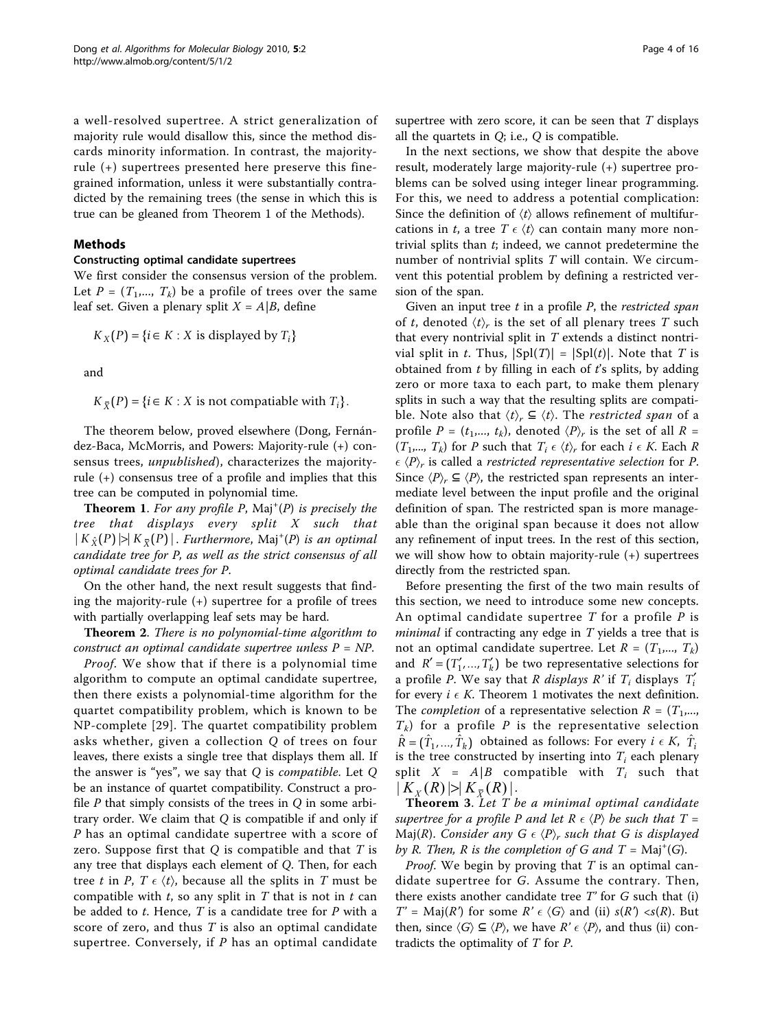a well-resolved supertree. A strict generalization of majority rule would disallow this, since the method discards minority information. In contrast, the majority-rule (+) supertrees presented here preserve this fine-grained information, unless it were substantially contradicted by the remaining trees (the sense in which this is true can be gleaned from Theorem 1 of the Methods).

## Methods

### Constructing optimal candidate supertrees

We first consider the consensus version of the problem. Let $P = (T_1,..., T_k)$ be a profile of trees over the same leaf set. Given a plenary split $X = A|B$, define

$$K_X(P) = \{i \in K : X \text{ is displayed by } T_i\}$$

and

$$K_{\bar{X}}(P) = \{i \in K : X \text{ is not compatiable with } T_i\}.$$

The theorem below, proved elsewhere (Dong, Fernández-Baca, McMorris, and Powers: Majority-rule (+) consensus trees, *unpublished*), characterizes the majority-rule (+) consensus tree of a profile and implies that this tree can be computed in polynomial time.

**Theorem 1**. *For any profile P,* $\text{Maj}^+(P)$ *is precisely the tree that displays every split X such that* $|K_{\hat{X}}(P)| > |K_{\bar{X}}(P)|$. *Furthermore,* $\text{Maj}^+(P)$ *is an optimal candidate tree for P, as well as the strict consensus of all optimal candidate trees for P.*

On the other hand, the next result suggests that finding the majority-rule (+) supertree for a profile of trees with partially overlapping leaf sets may be hard.

**Theorem 2**. *There is no polynomial-time algorithm to construct an optimal candidate supertree unless P = NP.*

*Proof*. We show that if there is a polynomial time algorithm to compute an optimal candidate supertree, then there exists a polynomial-time algorithm for the quartet compatibility problem, which is known to be NP-complete [29]. The quartet compatibility problem asks whether, given a collection $Q$ of trees on four leaves, there exists a single tree that displays them all. If the answer is "yes", we say that $Q$ is *compatible*. Let $Q$ be an instance of quartet compatibility. Construct a profile $P$ that simply consists of the trees in $Q$ in some arbitrary order. We claim that $Q$ is compatible if and only if $P$ has an optimal candidate supertree with a score of zero. Suppose first that $Q$ is compatible and that $T$ is any tree that displays each element of $Q$. Then, for each tree $t$ in $P$, $T \in \langle t \rangle$, because all the splits in $T$ must be compatible with $t$, so any split in $T$ that is not in $t$ can be added to $t$. Hence, $T$ is a candidate tree for $P$ with a score of zero, and thus $T$ is also an optimal candidate supertree. Conversely, if $P$ has an optimal candidate supertree with zero score, it can be seen that $T$ displays all the quartets in $Q$; i.e., $Q$ is compatible.

In the next sections, we show that despite the above result, moderately large majority-rule (+) supertree problems can be solved using integer linear programming. For this, we need to address a potential complication: Since the definition of $\langle t \rangle$ allows refinement of multifurcations in $t$, a tree $T \in \langle t \rangle$ can contain many more nontrivial splits than $t$; indeed, we cannot predetermine the number of nontrivial splits $T$ will contain. We circumvent this potential problem by defining a restricted version of the span.

Given an input tree $t$ in a profile $P$, the *restricted span* of $t$, denoted $\langle t \rangle_r$ is the set of all plenary trees $T$ such that every nontrivial split in $T$ extends a distinct nontrivial split in $t$. Thus, $|\text{Spl}(T)| = |\text{Spl}(t)|$. Note that $T$ is obtained from $t$ by filling in each of $t$'s splits, by adding zero or more taxa to each part, to make them plenary splits in such a way that the resulting splits are compatible. Note also that $\langle t \rangle_r \subseteq \langle t \rangle$. The *restricted span* of a profile $P = (t_1,..., t_k)$, denoted $\langle P \rangle_r$ is the set of all $R = (T_1,..., T_k)$ for $P$ such that $T_i \in \langle t \rangle_r$ for each $i \in K$. Each $R \in \langle P \rangle_r$ is called a *restricted representative selection* for $P$. Since $\langle P \rangle_r \subseteq \langle P \rangle$, the restricted span represents an intermediate level between the input profile and the original definition of span. The restricted span is more manageable than the original span because it does not allow any refinement of input trees. In the rest of this section, we will show how to obtain majority-rule (+) supertrees directly from the restricted span.

Before presenting the first of the two main results of this section, we need to introduce some new concepts. An optimal candidate supertree $T$ for a profile $P$ is *minimal* if contracting any edge in $T$ yields a tree that is not an optimal candidate supertree. Let $R = (T_1,..., T_k)$ and $R' = (T'_1, ..., T'_k)$ be two representative selections for a profile $P$. We say that $R$ *displays* $R'$ if $T_i$ displays $T'_i$ for every $i \in K$. Theorem 1 motivates the next definition. The *completion* of a representative selection $R = (T_1,..., T_k)$ for a profile $P$ is the representative selection $\hat{R} = (\hat{T}_1, ..., \hat{T}_k)$ obtained as follows: For every $i \in K$, $\hat{T}_i$ is the tree constructed by inserting into $T_i$ each plenary split $X = A|B$ compatible with $T_i$ such that $|K_X(R)| > |K_{\bar{X}}(R)|$.

**Theorem 3**. *Let T be a minimal optimal candidate supertree for a profile P and let* $R \in \langle P \rangle$ *be such that* $T = \text{Maj}(R)$. *Consider any* $G \in \langle P \rangle_r$ *such that G is displayed by R. Then, R is the completion of G and* $T = \text{Maj}^+(G)$.

*Proof*. We begin by proving that $T$ is an optimal candidate supertree for $G$. Assume the contrary. Then, there exists another candidate tree $T'$ for $G$ such that (i) $T' = \text{Maj}(R')$ for some $R' \in \langle G \rangle$ and (ii) $s(R') < s(R)$. But then, since $\langle G \rangle \subseteq \langle P \rangle$, we have $R' \in \langle P \rangle$, and thus (ii) contradicts the optimality of $T$ for $P$.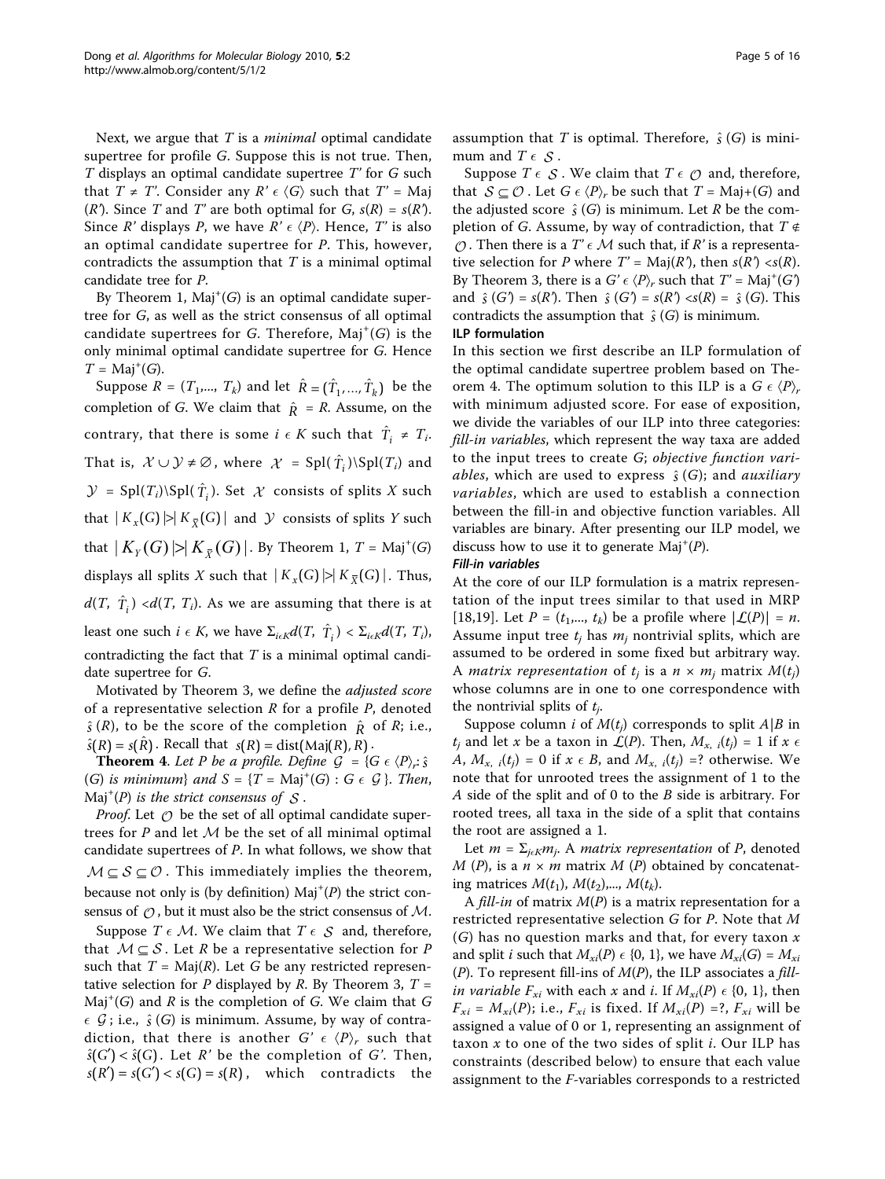Next, we argue that $T$ is a *minimal* optimal candidate supertree for profile $G$. Suppose this is not true. Then, $T$ displays an optimal candidate supertree $T'$ for $G$ such that $T \neq T'$. Consider any $R' \in \langle G \rangle$ such that $T' = \text{Maj}(R')$. Since $T$ and $T'$ are both optimal for $G$, $s(R) = s(R')$. Since $R'$ displays $P$, we have $R' \in \langle P \rangle$. Hence, $T'$ is also an optimal candidate supertree for $P$. This, however, contradicts the assumption that $T$ is a minimal optimal candidate tree for $P$.

By Theorem 1, $\text{Maj}^+(G)$ is an optimal candidate supertree for $G$, as well as the strict consensus of all optimal candidate supertrees for $G$. Therefore, $\text{Maj}^+(G)$ is the only minimal optimal candidate supertree for $G$. Hence $T = \text{Maj}^+(G)$.

Suppose $R = (T_1, ..., T_k)$ and let $\hat{R} = (\hat{T}_1, ..., \hat{T}_k)$ be the completion of $G$. We claim that $\hat{R} = R$. Assume, on the contrary, that there is some $i \in K$ such that $\hat{T}_i \neq T_i$. That is, $\mathcal{X} \cup \mathcal{Y} \neq \emptyset$, where $\mathcal{X} = \text{Spl}(\hat{T}_i) \setminus \text{Spl}(T_i)$ and $\mathcal{Y} = \text{Spl}(T_i) \setminus \text{Spl}(\hat{T}_i)$. Set $\mathcal{X}$ consists of splits $X$ such that $|K_X(G)| > |K_{\bar{X}}(G)|$ and $\mathcal{Y}$ consists of splits $Y$ such that $|K_Y(G)| > |K_{\bar{Y}}(G)|$. By Theorem 1, $T = \text{Maj}^+(G)$ displays all splits $X$ such that $|K_X(G)| > |K_{\bar{X}}(G)|$. Thus, $d(T, \hat{T}_i) < d(T, T_i)$. As we are assuming that there is at least one such $i \in K$, we have $\Sigma_{i \in K} d(T, \hat{T}_i) < \Sigma_{i \in K} d(T, T_i)$, contradicting the fact that $T$ is a minimal optimal candidate supertree for $G$.

Motivated by Theorem 3, we define the *adjusted score* of a representative selection $R$ for a profile $P$, denoted $\hat{s}(R)$, to be the score of the completion $\hat{R}$ of $R$; i.e., $\hat{s}(R) = s(\hat{R})$. Recall that $s(R) = \text{dist}(\text{Maj}(R), R)$.

**Theorem 4**. *Let $P$ be a profile. Define $\mathcal{G} = \{G \in \langle P \rangle_r : \hat{s}(G)$ is minimum$\}$ and $S = \{T = \text{Maj}^+(G) : G \in \mathcal{G}\}$. Then, $\text{Maj}^+(P)$ is the strict consensus of $\mathcal{S}$.*

*Proof*. Let $\mathcal{O}$ be the set of all optimal candidate supertrees for $P$ and let $\mathcal{M}$ be the set of all minimal optimal candidate supertrees of $P$. In what follows, we show that $\mathcal{M} \subseteq \mathcal{S} \subseteq \mathcal{O}$. This immediately implies the theorem, because not only is (by definition) $\text{Maj}^+(P)$ the strict consensus of $\mathcal{O}$, but it must also be the strict consensus of $\mathcal{M}$.

Suppose $T \in \mathcal{M}$. We claim that $T \in \mathcal{S}$ and, therefore, that $\mathcal{M} \subseteq \mathcal{S}$. Let $R$ be a representative selection for $P$ such that $T = \text{Maj}(R)$. Let $G$ be any restricted representative selection for $P$ displayed by $R$. By Theorem 3, $T = \text{Maj}^+(G)$ and $R$ is the completion of $G$. We claim that $G \in \mathcal{G}$; i.e., $\hat{s}(G)$ is minimum. Assume, by way of contradiction, that there is another $G' \in \langle P \rangle_r$ such that $\hat{s}(G') < \hat{s}(G)$. Let $R'$ be the completion of $G'$. Then, $s(R') = \hat{s}(G') < \hat{s}(G) = s(R)$, which contradicts the assumption that $T$ is optimal. Therefore, $\hat{s}(G)$ is minimum and $T \in \mathcal{S}$.

Suppose $T \in \mathcal{S}$. We claim that $T \in \mathcal{O}$ and, therefore, that $\mathcal{S} \subseteq \mathcal{O}$. Let $G \in \langle P \rangle_r$ be such that $T = \text{Maj+}(G)$ and the adjusted score $\hat{s}(G)$ is minimum. Let $R$ be the completion of $G$. Assume, by way of contradiction, that $T \notin \mathcal{O}$. Then there is a $T' \in \mathcal{M}$ such that, if $R'$ is a representative selection for $P$ where $T' = \text{Maj}(R')$, then $s(R') < s(R)$. By Theorem 3, there is a $G' \in \langle P \rangle_r$ such that $T' = \text{Maj}^+(G')$ and $\hat{s}(G') = s(R')$. Then $\hat{s}(G') = s(R') < s(R) = \hat{s}(G)$. This contradicts the assumption that $\hat{s}(G)$ is minimum.

## ILP formulation

In this section we first describe an ILP formulation of the optimal candidate supertree problem based on Theorem 4. The optimum solution to this ILP is a $G \in \langle P \rangle_r$ with minimum adjusted score. For ease of exposition, we divide the variables of our ILP into three categories: *fill-in variables*, which represent the way taxa are added to the input trees to create $G$; *objective function variables*, which are used to express $\hat{s}(G)$; and *auxiliary variables*, which are used to establish a connection between the fill-in and objective function variables. All variables are binary. After presenting our ILP model, we discuss how to use it to generate $\text{Maj}^+(P)$.

### Fill-in variables

At the core of our ILP formulation is a matrix representation of the input trees similar to that used in MRP [18,19]. Let $P = (t_1, ..., t_k)$ be a profile where $|\mathcal{L}(P)| = n$. Assume input tree $t_j$ has $m_j$ nontrivial splits, which are assumed to be ordered in some fixed but arbitrary way. A *matrix representation* of $t_j$ is a $n \times m_j$ matrix $M(t_j)$ whose columns are in one to one correspondence with the nontrivial splits of $t_j$.

Suppose column $i$ of $M(t_j)$ corresponds to split $A|B$ in $t_j$ and let $x$ be a taxon in $\mathcal{L}(P)$. Then, $M_{x,i}(t_j) = 1$ if $x \in A$, $M_{x,i}(t_j) = 0$ if $x \in B$, and $M_{x,i}(t_j) = ?$ otherwise. We note that for unrooted trees the assignment of 1 to the $A$ side of the split and of 0 to the $B$ side is arbitrary. For rooted trees, all taxa in the side of a split that contains the root are assigned a 1.

Let $m = \Sigma_{j \in K} m_j$. A *matrix representation* of $P$, denoted $M(P)$, is a $n \times m$ matrix $M(P)$ obtained by concatenating matrices $M(t_1), M(t_2), ..., M(t_k)$.

A *fill-in* of matrix $M(P)$ is a matrix representation for a restricted representative selection $G$ for $P$. Note that $M(G)$ has no question marks and that, for every taxon $x$ and split $i$ such that $M_{xi}(P) \in \{0, 1\}$, we have $M_{xi}(G) = M_{xi}(P)$. To represent fill-ins of $M(P)$, the ILP associates a *fill-in variable* $F_{xi}$ with each $x$ and $i$. If $M_{xi}(P) \in \{0, 1\}$, then $F_{xi} = M_{xi}(P)$; i.e., $F_{xi}$ is fixed. If $M_{xi}(P) = ?$, $F_{xi}$ will be assigned a value of 0 or 1, representing an assignment of taxon $x$ to one of the two sides of split $i$. Our ILP has constraints (described below) to ensure that each value assignment to the $F$-variables corresponds to a restricted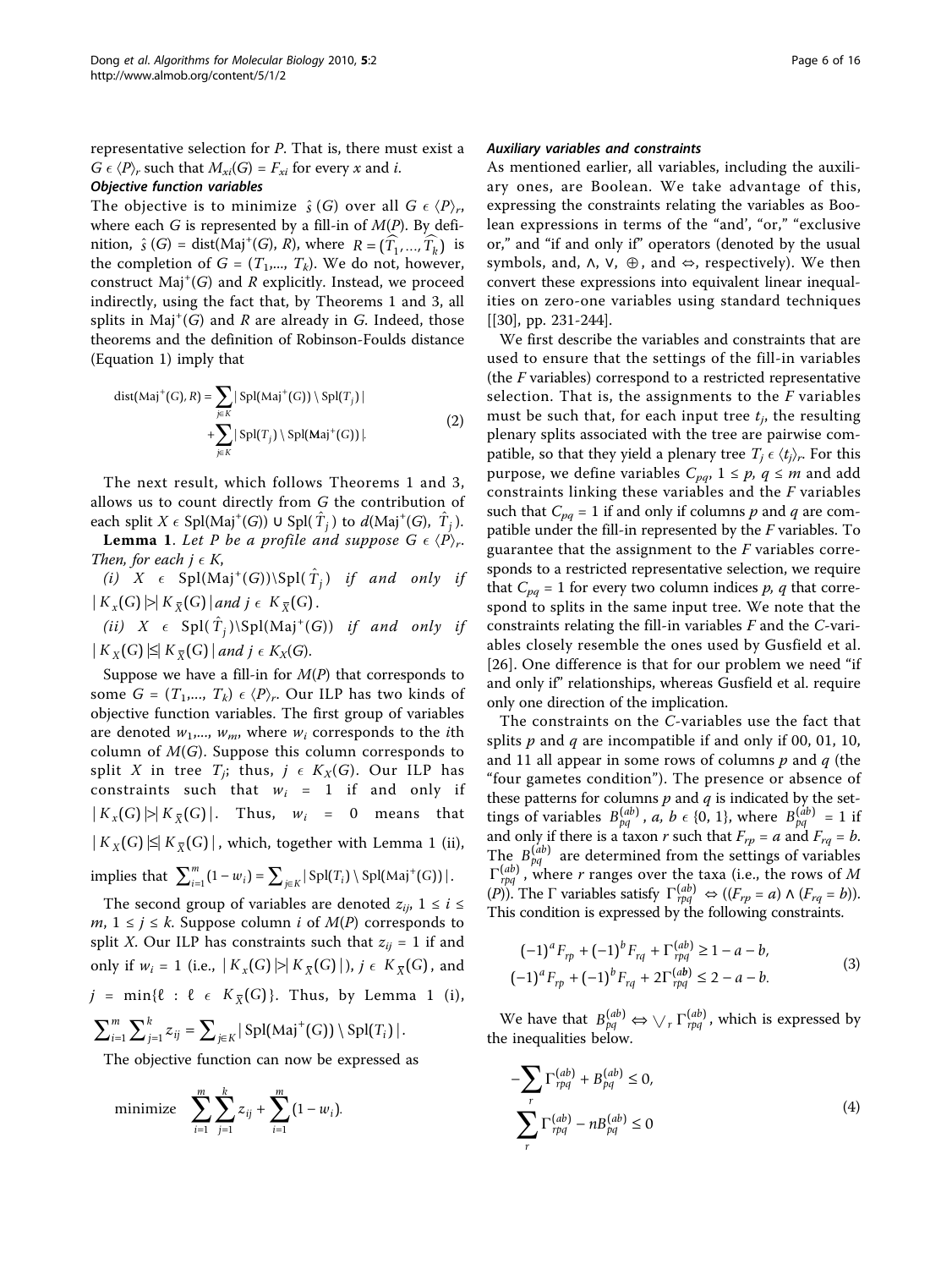representative selection for $P$. That is, there must exist a $G \in \langle P \rangle_r$ such that $M_{xi}(G) = F_{xi}$ for every $x$ and $i$.

### *Objective function variables*

The objective is to minimize $\hat{s}(G)$ over all $G \in \langle P \rangle_r$, where each $G$ is represented by a fill-in of $M(P)$. By definition, $\hat{s}(G) = \text{dist}(\text{Maj}^+(G), R)$, where $R = (\widehat{T_1}, \ldots, \widehat{T_k})$ is the completion of $G = (T_1, \ldots, T_k)$. We do not, however, construct $\text{Maj}^+(G)$ and $R$ explicitly. Instead, we proceed indirectly, using the fact that, by Theorems 1 and 3, all splits in $\text{Maj}^+(G)$ and $R$ are already in $G$. Indeed, those theorems and the definition of Robinson-Foulds distance (Equation 1) imply that

$$\text{dist}(\text{Maj}^+(G), R) = \sum_{j \in K} |\,\text{Spl}(\text{Maj}^+(G)) \setminus \text{Spl}(T_j)\,| + \sum_{j \in K} |\,\text{Spl}(T_j) \setminus \text{Spl}(\text{Maj}^+(G))\,|. \tag{2}$$

The next result, which follows Theorems 1 and 3, allows us to count directly from $G$ the contribution of each split $X \in \text{Spl}(\text{Maj}^+(G)) \cup \text{Spl}(\hat{T}_j)$ to $d(\text{Maj}^+(G), \hat{T}_j)$.

**Lemma 1**. *Let $P$ be a profile and suppose $G \in \langle P \rangle_r$. Then, for each $j \in K$,*

*(i) $X \in \text{Spl}(\text{Maj}^+(G)) \setminus \text{Spl}(\hat{T}_j)$ if and only if $|K_X(G)| > |K_{\overline{X}}(G)|$ and $j \in K_{\overline{X}}(G)$.*

*(ii) $X \in \text{Spl}(\hat{T}_j) \setminus \text{Spl}(\text{Maj}^+(G))$ if and only if $|K_X(G)| \leq |K_{\overline{X}}(G)|$ and $j \in K_X(G)$.*

Suppose we have a fill-in for $M(P)$ that corresponds to some $G = (T_1, \ldots, T_k) \in \langle P \rangle_r$. Our ILP has two kinds of objective function variables. The first group of variables are denoted $w_1, \ldots, w_m$, where $w_i$ corresponds to the $i$th column of $M(G)$. Suppose this column corresponds to split $X$ in tree $T_j$; thus, $j \in K_X(G)$. Our ILP has constraints such that $w_i = 1$ if and only if $|K_X(G)| > |K_{\overline{X}}(G)|$. Thus, $w_i = 0$ means that $|K_X(G)| \leq |K_{\overline{X}}(G)|$, which, together with Lemma 1 (ii), implies that $\sum_{i=1}^{m} (1 - w_i) = \sum_{j \in K} |\,\text{Spl}(T_i) \setminus \text{Spl}(\text{Maj}^+(G))\,|$.

The second group of variables are denoted $z_{ij}$, $1 \leq i \leq m$, $1 \leq j \leq k$. Suppose column $i$ of $M(P)$ corresponds to split $X$. Our ILP has constraints such that $z_{ij} = 1$ if and only if $w_i = 1$ (i.e., $|K_X(G)| > |K_{\overline{X}}(G)|$), $j \in K_{\overline{X}}(G)$, and $j = \min\{\ell : \ell \in K_{\overline{X}}(G)\}$. Thus, by Lemma 1 (i), $\sum_{i=1}^{m} \sum_{j=1}^{k} z_{ij} = \sum_{j \in K} |\,\text{Spl}(\text{Maj}^+(G)) \setminus \text{Spl}(T_i)\,|$.

The objective function can now be expressed as

$$\text{minimize} \quad \sum_{i=1}^{m} \sum_{j=1}^{k} z_{ij} + \sum_{i=1}^{m} (1 - w_i).$$

### *Auxiliary variables and constraints*

As mentioned earlier, all variables, including the auxiliary ones, are Boolean. We take advantage of this, expressing the constraints relating the variables as Boolean expressions in terms of the "and', "or," "exclusive or," and "if and only if" operators (denoted by the usual symbols, and, $\wedge$, $\vee$, $\oplus$, and $\Leftrightarrow$, respectively). We then convert these expressions into equivalent linear inequalities on zero-one variables using standard techniques [[30], pp. 231-244].

We first describe the variables and constraints that are used to ensure that the settings of the fill-in variables (the $F$ variables) correspond to a restricted representative selection. That is, the assignments to the $F$ variables must be such that, for each input tree $t_j$, the resulting plenary splits associated with the tree are pairwise compatible, so that they yield a plenary tree $T_j \in \langle t_j \rangle_r$. For this purpose, we define variables $C_{pq}$, $1 \leq p$, $q \leq m$ and add constraints linking these variables and the $F$ variables such that $C_{pq} = 1$ if and only if columns $p$ and $q$ are compatible under the fill-in represented by the $F$ variables. To guarantee that the assignment to the $F$ variables corresponds to a restricted representative selection, we require that $C_{pq} = 1$ for every two column indices $p$, $q$ that correspond to splits in the same input tree. We note that the constraints relating the fill-in variables $F$ and the $C$-variables closely resemble the ones used by Gusfield et al. [26]. One difference is that for our problem we need "if and only if" relationships, whereas Gusfield et al. require only one direction of the implication.

The constraints on the $C$-variables use the fact that splits $p$ and $q$ are incompatible if and only if 00, 01, 10, and 11 all appear in some rows of columns $p$ and $q$ (the "four gametes condition"). The presence or absence of these patterns for columns $p$ and $q$ is indicated by the settings of variables $B_{pq}^{(ab)}$, $a, b \in \{0, 1\}$, where $B_{pq}^{(ab)} = 1$ if and only if there is a taxon $r$ such that $F_{rp} = a$ and $F_{rq} = b$. The $B_{pq}^{(ab)}$ are determined from the settings of variables $\Gamma_{rpq}^{(ab)}$, where $r$ ranges over the taxa (i.e., the rows of $M(P)$). The $\Gamma$ variables satisfy $\Gamma_{rpq}^{(ab)} \Leftrightarrow ((F_{rp} = a) \wedge (F_{rq} = b))$. This condition is expressed by the following constraints.

$$\begin{aligned} (-1)^a F_{rp} + (-1)^b F_{rq} + \Gamma_{rpq}^{(ab)} &\geq 1 - a - b, \\ (-1)^a F_{rp} + (-1)^b F_{rq} + 2\Gamma_{rpq}^{(ab)} &\leq 2 - a - b. \end{aligned} \tag{3}$$

We have that $B_{pq}^{(ab)} \Leftrightarrow \bigvee_r \Gamma_{rpq}^{(ab)}$, which is expressed by the inequalities below.

$$\begin{aligned} -\sum_r \Gamma_{rpq}^{(ab)} + B_{pq}^{(ab)} &\leq 0, \\ \sum_r \Gamma_{rpq}^{(ab)} - nB_{pq}^{(ab)} &\leq 0 \end{aligned} \tag{4}$$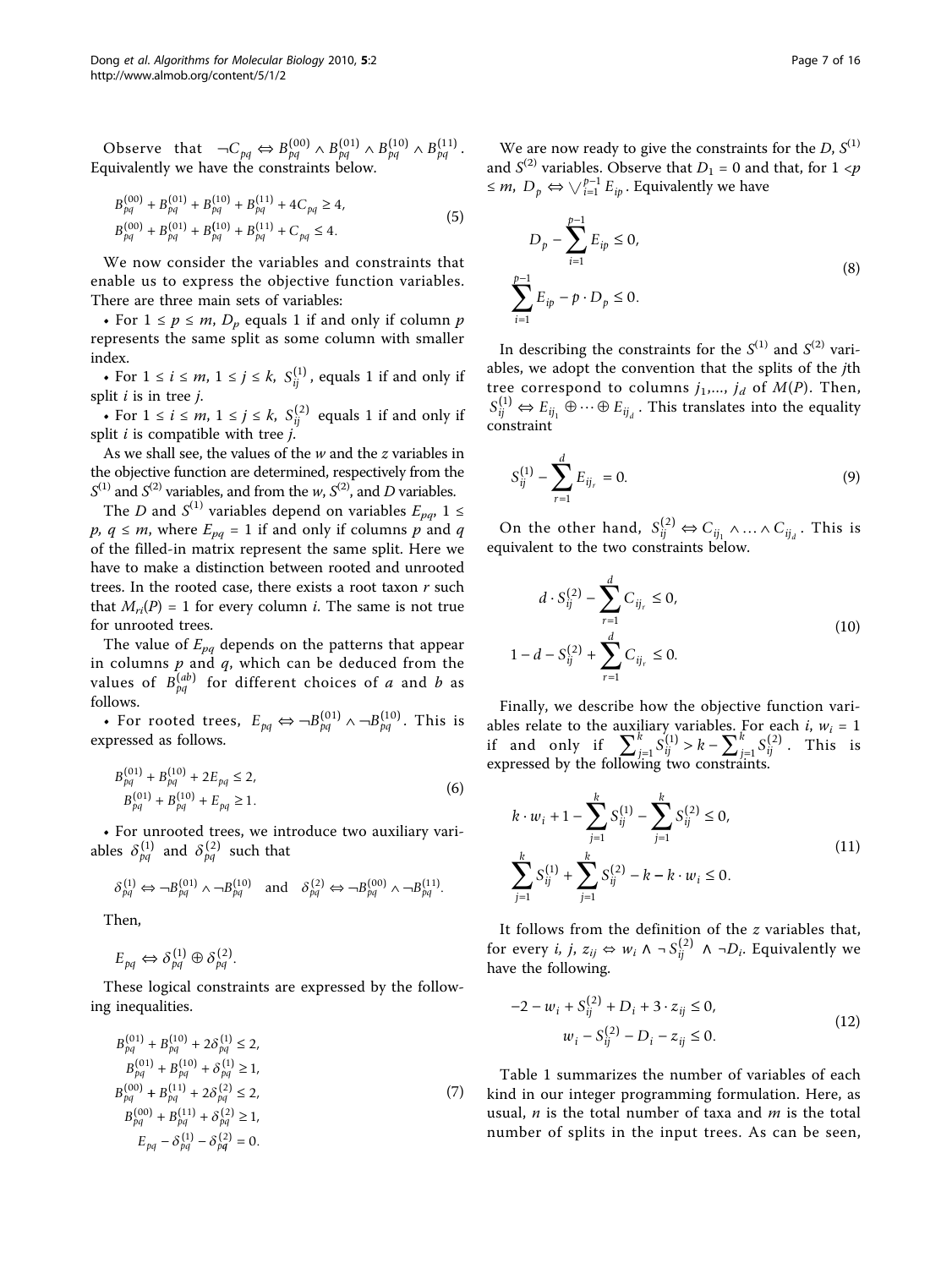Observe that $\neg C_{pq} \Leftrightarrow B_{pq}^{(00)} \wedge B_{pq}^{(01)} \wedge B_{pq}^{(10)} \wedge B_{pq}^{(11)}$. Equivalently we have the constraints below.

$$
\begin{aligned}
B_{pq}^{(00)} + B_{pq}^{(01)} + B_{pq}^{(10)} + B_{pq}^{(11)} + 4C_{pq} &\geq 4, \\
B_{pq}^{(00)} + B_{pq}^{(01)} + B_{pq}^{(10)} + B_{pq}^{(11)} + C_{pq} &\leq 4.
\end{aligned} \tag{5}
$$

We now consider the variables and constraints that enable us to express the objective function variables. There are three main sets of variables:

- For $1 \leq p \leq m$, $D_p$ equals 1 if and only if column $p$ represents the same split as some column with smaller index.
- For $1 \leq i \leq m$, $1 \leq j \leq k$, $S_{ij}^{(1)}$, equals 1 if and only if split $i$ is in tree $j$.
- For $1 \leq i \leq m$, $1 \leq j \leq k$, $S_{ij}^{(2)}$ equals 1 if and only if split $i$ is compatible with tree $j$.

As we shall see, the values of the $w$ and the $z$ variables in the objective function are determined, respectively from the $S^{(1)}$ and $S^{(2)}$ variables, and from the $w$, $S^{(2)}$, and $D$ variables.

The $D$ and $S^{(1)}$ variables depend on variables $E_{pq}$, $1 \leq p, q \leq m$, where $E_{pq} = 1$ if and only if columns $p$ and $q$ of the filled-in matrix represent the same split. Here we have to make a distinction between rooted and unrooted trees. In the rooted case, there exists a root taxon $r$ such that $M_{ri}(P) = 1$ for every column $i$. The same is not true for unrooted trees.

The value of $E_{pq}$ depends on the patterns that appear in columns $p$ and $q$, which can be deduced from the values of $B_{pq}^{(ab)}$ for different choices of $a$ and $b$ as follows.

- For rooted trees, $E_{pq} \Leftrightarrow \neg B_{pq}^{(01)} \wedge \neg B_{pq}^{(10)}$. This is expressed as follows.

$$
\begin{aligned}
B_{pq}^{(01)} + B_{pq}^{(10)} + 2E_{pq} &\leq 2, \\
B_{pq}^{(01)} + B_{pq}^{(10)} + E_{pq} &\geq 1.
\end{aligned} \tag{6}
$$

- For unrooted trees, we introduce two auxiliary variables $\delta_{pq}^{(1)}$ and $\delta_{pq}^{(2)}$ such that

$$
\delta_{pq}^{(1)} \Leftrightarrow \neg B_{pq}^{(01)} \wedge \neg B_{pq}^{(10)} \quad \text{and} \quad \delta_{pq}^{(2)} \Leftrightarrow \neg B_{pq}^{(00)} \wedge \neg B_{pq}^{(11)}.
$$

Then,

$$
E_{pq} \Leftrightarrow \delta_{pq}^{(1)} \oplus \delta_{pq}^{(2)}.
$$

These logical constraints are expressed by the following inequalities.

$$
\begin{aligned}
B_{pq}^{(01)} + B_{pq}^{(10)} + 2\delta_{pq}^{(1)} &\leq 2, \\
B_{pq}^{(01)} + B_{pq}^{(10)} + \delta_{pq}^{(1)} &\geq 1, \\
B_{pq}^{(00)} + B_{pq}^{(11)} + 2\delta_{pq}^{(2)} &\leq 2, \\
B_{pq}^{(00)} + B_{pq}^{(11)} + \delta_{pq}^{(2)} &\geq 1, \\
E_{pq} - \delta_{pq}^{(1)} - \delta_{pq}^{(2)} &= 0.
\end{aligned} \tag{7}
$$

We are now ready to give the constraints for the $D$, $S^{(1)}$ and $S^{(2)}$ variables. Observe that $D_1 = 0$ and that, for $1 < p \leq m$, $D_p \Leftrightarrow \bigvee_{i=1}^{p-1} E_{ip}$. Equivalently we have

$$
\begin{aligned}
D_p - \sum_{i=1}^{p-1} E_{ip} &\leq 0, \\
\sum_{i=1}^{p-1} E_{ip} - p \cdot D_p &\leq 0.
\end{aligned} \tag{8}
$$

In describing the constraints for the $S^{(1)}$ and $S^{(2)}$ variables, we adopt the convention that the splits of the $j$th tree correspond to columns $j_1, \ldots, j_d$ of $M(P)$. Then, $S_{ij}^{(1)} \Leftrightarrow E_{ij_1} \oplus \cdots \oplus E_{ij_d}$. This translates into the equality constraint

$$
S_{ij}^{(1)} - \sum_{r=1}^{d} E_{ij_r} = 0. \tag{9}
$$

On the other hand, $S_{ij}^{(2)} \Leftrightarrow C_{ij_1} \wedge \ldots \wedge C_{ij_d}$. This is equivalent to the two constraints below.

$$
\begin{aligned}
d \cdot S_{ij}^{(2)} - \sum_{r=1}^{d} C_{ij_r} &\leq 0, \\
1 - d - S_{ij}^{(2)} + \sum_{r=1}^{d} C_{ij_r} &\leq 0.
\end{aligned} \tag{10}
$$

Finally, we describe how the objective function variables relate to the auxiliary variables. For each $i$, $w_i = 1$ if and only if $\sum_{j=1}^{k} S_{ij}^{(1)} > k - \sum_{j=1}^{k} S_{ij}^{(2)}$. This is expressed by the following two constraints.

$$
\begin{aligned}
k \cdot w_i + 1 - \sum_{j=1}^{k} S_{ij}^{(1)} - \sum_{j=1}^{k} S_{ij}^{(2)} &\leq 0, \\
\sum_{j=1}^{k} S_{ij}^{(1)} + \sum_{j=1}^{k} S_{ij}^{(2)} - k - k \cdot w_i &\leq 0.
\end{aligned} \tag{11}
$$

It follows from the definition of the $z$ variables that, for every $i$, $j$, $z_{ij} \Leftrightarrow w_i \wedge \neg S_{ij}^{(2)} \wedge \neg D_i$. Equivalently we have the following.

$$
\begin{aligned}
-2 - w_i + S_{ij}^{(2)} + D_i + 3 \cdot z_{ij} &\leq 0, \\
w_i - S_{ij}^{(2)} - D_i - z_{ij} &\leq 0.
\end{aligned} \tag{12}
$$

Table 1 summarizes the number of variables of each kind in our integer programming formulation. Here, as usual, $n$ is the total number of taxa and $m$ is the total number of splits in the input trees. As can be seen,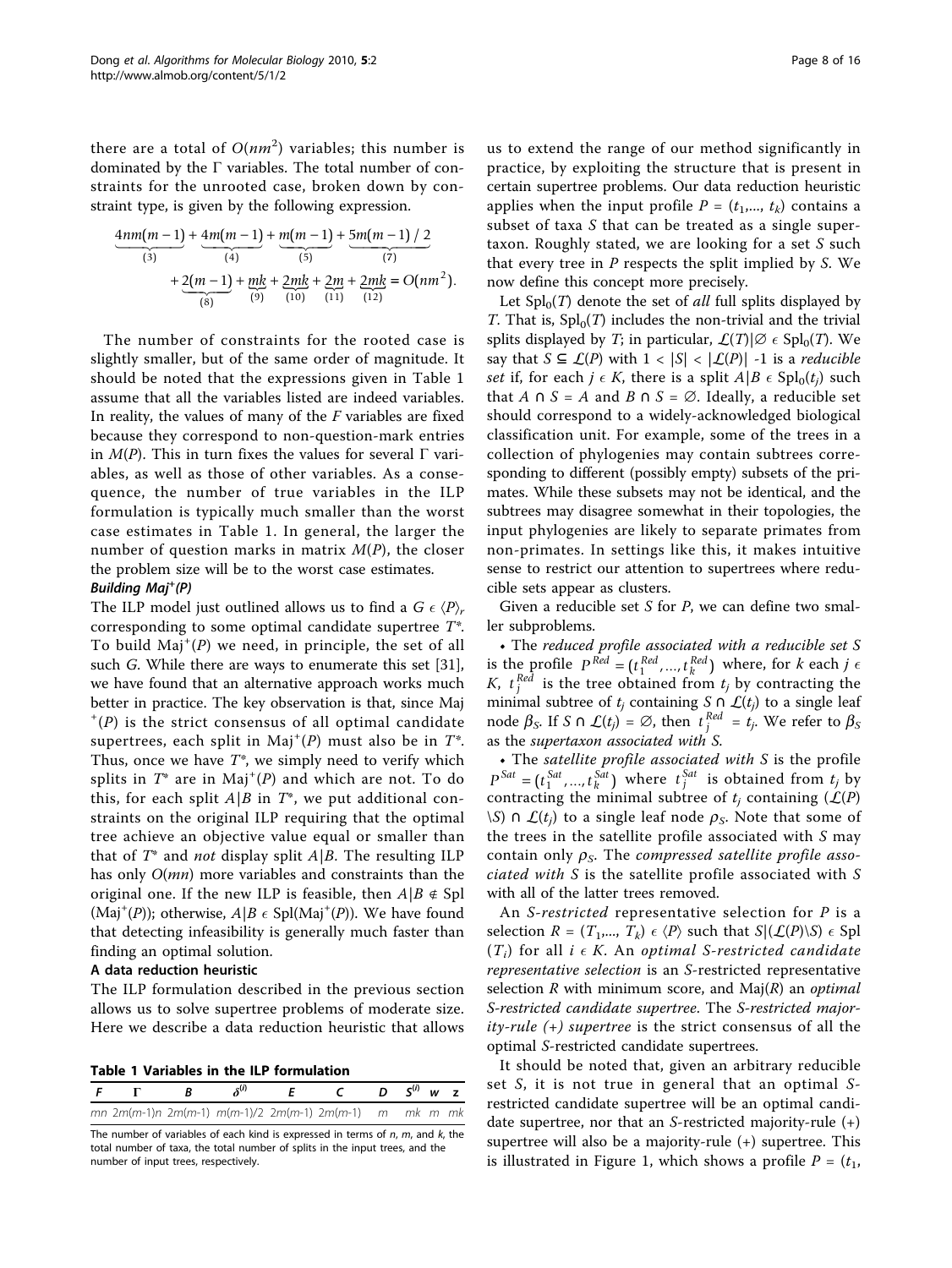there are a total of $O(nm^2)$ variables; this number is dominated by the Γ variables. The total number of constraints for the unrooted case, broken down by constraint type, is given by the following expression.

$$\underbrace{4nm(m-1)}_{(3)} + \underbrace{4m(m-1)}_{(4)} + \underbrace{m(m-1)}_{(5)} + \underbrace{5m(m-1)/2}_{(7)} + \underbrace{2(m-1)}_{(8)} + \underbrace{mk}_{(9)} + \underbrace{2mk}_{(10)} + \underbrace{2m}_{(11)} + \underbrace{2mk}_{(12)} = O(nm^2).$$

The number of constraints for the rooted case is slightly smaller, but of the same order of magnitude. It should be noted that the expressions given in Table 1 assume that all the variables listed are indeed variables. In reality, the values of many of the $F$ variables are fixed because they correspond to non-question-mark entries in $M(P)$. This in turn fixes the values for several Γ variables, as well as those of other variables. As a consequence, the number of true variables in the ILP formulation is typically much smaller than the worst case estimates in Table 1. In general, the larger the number of question marks in matrix $M(P)$, the closer the problem size will be to the worst case estimates.

#### Building Maj$^+$(P)

The ILP model just outlined allows us to find a $G \in \langle P \rangle_r$ corresponding to some optimal candidate supertree $T^*$. To build Maj$^+(P)$ we need, in principle, the set of all such $G$. While there are ways to enumerate this set [31], we have found that an alternative approach works much better in practice. The key observation is that, since Maj$^+(P)$ is the strict consensus of all optimal candidate supertrees, each split in Maj$^+(P)$ must also be in $T^*$. Thus, once we have $T^*$, we simply need to verify which splits in $T^*$ are in Maj$^+(P)$ and which are not. To do this, for each split $A|B$ in $T^*$, we put additional constraints on the original ILP requiring that the optimal tree achieve an objective value equal or smaller than that of $T^*$ and *not* display split $A|B$. The resulting ILP has only $O(mn)$ more variables and constraints than the original one. If the new ILP is feasible, then $A|B \notin$ Spl (Maj$^+(P)$); otherwise, $A|B \in$ Spl(Maj$^+(P)$). We have found that detecting infeasibility is generally much faster than finding an optimal solution.

#### A data reduction heuristic

The ILP formulation described in the previous section allows us to solve supertree problems of moderate size. Here we describe a data reduction heuristic that allows us to extend the range of our method significantly in practice, by exploiting the structure that is present in certain supertree problems. Our data reduction heuristic applies when the input profile $P = (t_1,..., t_k)$ contains a subset of taxa $S$ that can be treated as a single supertaxon. Roughly stated, we are looking for a set $S$ such that every tree in $P$ respects the split implied by $S$. We now define this concept more precisely.

**Table 1 Variables in the ILP formulation**

| $F$ | Γ | $B$ | $\delta^{(i)}$ | $E$ | $C$ | $D$ | $S^{(i)}$ | $w$ | $z$ |
|---|---|---|---|---|---|---|---|---|---|
| $mn$ | $2m(m-1)n$ | $2m(m-1)$ | $m(m-1)/2$ | $2m(m-1)$ | $2m(m-1)$ | $m$ | $mk$ | $m$ | $mk$ |

The number of variables of each kind is expressed in terms of $n$, $m$, and $k$, the total number of taxa, the total number of splits in the input trees, and the number of input trees, respectively.

Let Spl$_0(T)$ denote the set of *all* full splits displayed by $T$. That is, Spl$_0(T)$ includes the non-trivial and the trivial splits displayed by $T$; in particular, $\mathcal{L}(T)|\varnothing \in$ Spl$_0(T)$. We say that $S \subseteq \mathcal{L}(P)$ with $1 < |S| < |\mathcal{L}(P)|$ -1 is a *reducible set* if, for each $j \in K$, there is a split $A|B \in$ Spl$_0(t_j)$ such that $A \cap S = A$ and $B \cap S = \varnothing$. Ideally, a reducible set should correspond to a widely-acknowledged biological classification unit. For example, some of the trees in a collection of phylogenies may contain subtrees corresponding to different (possibly empty) subsets of the primates. While these subsets may not be identical, and the subtrees may disagree somewhat in their topologies, the input phylogenies are likely to separate primates from non-primates. In settings like this, it makes intuitive sense to restrict our attention to supertrees where reducible sets appear as clusters.

Given a reducible set $S$ for $P$, we can define two smaller subproblems.

- The *reduced profile associated with a reducible set S* is the profile $P^{Red} = (t_1^{Red},..., t_k^{Red})$ where, for $k$ each $j \in K$, $t_j^{Red}$ is the tree obtained from $t_j$ by contracting the minimal subtree of $t_j$ containing $S \cap \mathcal{L}(t_j)$ to a single leaf node $\beta_S$. If $S \cap \mathcal{L}(t_j) = \varnothing$, then $t_j^{Red} = t_j$. We refer to $\beta_S$ as the *supertaxon associated with S*.
- The *satellite profile associated with S* is the profile $P^{Sat} = (t_1^{Sat},..., t_k^{Sat})$ where $t_j^{Sat}$ is obtained from $t_j$ by contracting the minimal subtree of $t_j$ containing $(\mathcal{L}(P) \backslash S) \cap \mathcal{L}(t_j)$ to a single leaf node $\rho_S$. Note that some of the trees in the satellite profile associated with $S$ may contain only $\rho_S$. The *compressed satellite profile associated with S* is the satellite profile associated with $S$ with all of the latter trees removed.

An *S-restricted* representative selection for $P$ is a selection $R = (T_1,..., T_k) \in \langle P \rangle$ such that $S|(\mathcal{L}(P)\backslash S) \in$ Spl $(T_i)$ for all $i \in K$. An *optimal S-restricted candidate representative selection* is an $S$-restricted representative selection $R$ with minimum score, and Maj($R$) an *optimal S-restricted candidate supertree*. The *S-restricted majority-rule (+) supertree* is the strict consensus of all the optimal $S$-restricted candidate supertrees.

It should be noted that, given an arbitrary reducible set $S$, it is not true in general that an optimal $S$-restricted candidate supertree will be an optimal candidate supertree, nor that an $S$-restricted majority-rule (+) supertree will also be a majority-rule (+) supertree. This is illustrated in Figure 1, which shows a profile $P = (t_1,$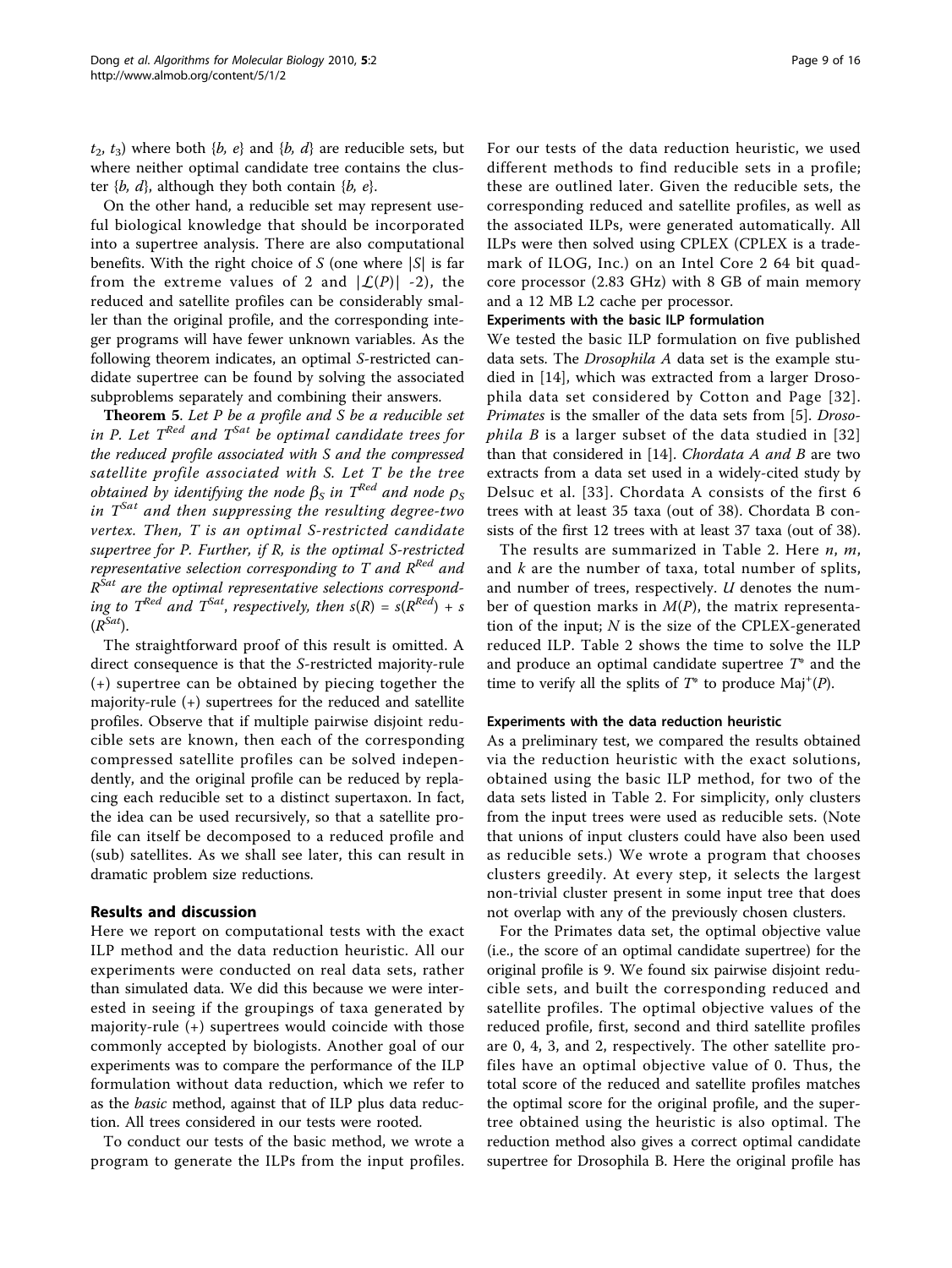$t_2$, $t_3$) where both {$b$, $e$} and {$b$, $d$} are reducible sets, but where neither optimal candidate tree contains the cluster {$b$, $d$}, although they both contain {$b$, $e$}.

On the other hand, a reducible set may represent useful biological knowledge that should be incorporated into a supertree analysis. There are also computational benefits. With the right choice of $S$ (one where $|S|$ is far from the extreme values of 2 and $|\mathcal{L}(P)|$ -2), the reduced and satellite profiles can be considerably smaller than the original profile, and the corresponding integer programs will have fewer unknown variables. As the following theorem indicates, an optimal $S$-restricted candidate supertree can be found by solving the associated subproblems separately and combining their answers.

**Theorem 5**. *Let $P$ be a profile and $S$ be a reducible set in $P$. Let $T^{Red}$ and $T^{Sat}$ be optimal candidate trees for the reduced profile associated with $S$ and the compressed satellite profile associated with $S$. Let $T$ be the tree obtained by identifying the node $\beta_S$ in $T^{Red}$ and node $\rho_S$ in $T^{Sat}$ and then suppressing the resulting degree-two vertex. Then, $T$ is an optimal $S$-restricted candidate supertree for $P$. Further, if $R$, is the optimal $S$-restricted representative selection corresponding to $T$ and $R^{Red}$ and $R^{Sat}$ are the optimal representative selections corresponding to $T^{Red}$ and $T^{Sat}$, respectively, then $s(R) = s(R^{Red}) + s(R^{Sat})$.*

The straightforward proof of this result is omitted. A direct consequence is that the $S$-restricted majority-rule (+) supertree can be obtained by piecing together the majority-rule (+) supertrees for the reduced and satellite profiles. Observe that if multiple pairwise disjoint reducible sets are known, then each of the corresponding compressed satellite profiles can be solved independently, and the original profile can be reduced by replacing each reducible set to a distinct supertaxon. In fact, the idea can be used recursively, so that a satellite profile can itself be decomposed to a reduced profile and (sub) satellites. As we shall see later, this can result in dramatic problem size reductions.

## Results and discussion

Here we report on computational tests with the exact ILP method and the data reduction heuristic. All our experiments were conducted on real data sets, rather than simulated data. We did this because we were interested in seeing if the groupings of taxa generated by majority-rule (+) supertrees would coincide with those commonly accepted by biologists. Another goal of our experiments was to compare the performance of the ILP formulation without data reduction, which we refer to as the *basic* method, against that of ILP plus data reduction. All trees considered in our tests were rooted.

To conduct our tests of the basic method, we wrote a program to generate the ILPs from the input profiles. For our tests of the data reduction heuristic, we used different methods to find reducible sets in a profile; these are outlined later. Given the reducible sets, the corresponding reduced and satellite profiles, as well as the associated ILPs, were generated automatically. All ILPs were then solved using CPLEX (CPLEX is a trademark of ILOG, Inc.) on an Intel Core 2 64 bit quad-core processor (2.83 GHz) with 8 GB of main memory and a 12 MB L2 cache per processor.

### Experiments with the basic ILP formulation

We tested the basic ILP formulation on five published data sets. The *Drosophila A* data set is the example studied in [14], which was extracted from a larger Drosophila data set considered by Cotton and Page [32]. *Primates* is the smaller of the data sets from [5]. *Drosophila B* is a larger subset of the data studied in [32] than that considered in [14]. *Chordata A and B* are two extracts from a data set used in a widely-cited study by Delsuc et al. [33]. Chordata A consists of the first 6 trees with at least 35 taxa (out of 38). Chordata B consists of the first 12 trees with at least 37 taxa (out of 38).

The results are summarized in Table 2. Here $n$, $m$, and $k$ are the number of taxa, total number of splits, and number of trees, respectively. $U$ denotes the number of question marks in $M(P)$, the matrix representation of the input; $N$ is the size of the CPLEX-generated reduced ILP. Table 2 shows the time to solve the ILP and produce an optimal candidate supertree $T^*$ and the time to verify all the splits of $T^*$ to produce $\text{Maj}^+(P)$.

### Experiments with the data reduction heuristic

As a preliminary test, we compared the results obtained via the reduction heuristic with the exact solutions, obtained using the basic ILP method, for two of the data sets listed in Table 2. For simplicity, only clusters from the input trees were used as reducible sets. (Note that unions of input clusters could have also been used as reducible sets.) We wrote a program that chooses clusters greedily. At every step, it selects the largest non-trivial cluster present in some input tree that does not overlap with any of the previously chosen clusters.

For the Primates data set, the optimal objective value (i.e., the score of an optimal candidate supertree) for the original profile is 9. We found six pairwise disjoint reducible sets, and built the corresponding reduced and satellite profiles. The optimal objective values of the reduced profile, first, second and third satellite profiles are 0, 4, 3, and 2, respectively. The other satellite profiles have an optimal objective value of 0. Thus, the total score of the reduced and satellite profiles matches the optimal score for the original profile, and the supertree obtained using the heuristic is also optimal. The reduction method also gives a correct optimal candidate supertree for Drosophila B. Here the original profile has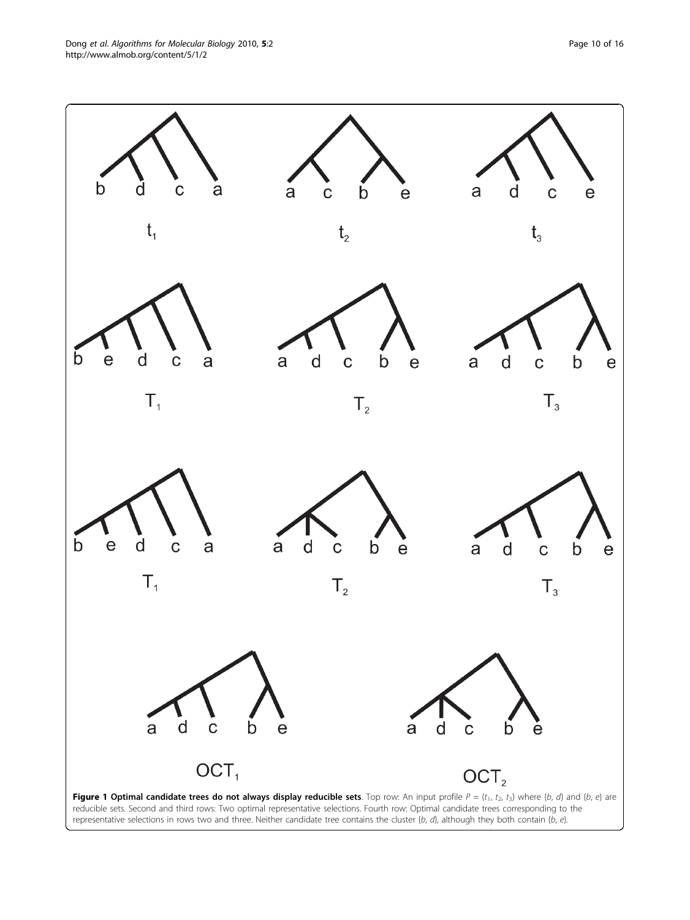**Figure 1 Optimal candidate trees do not always display reducible sets**. Top row: An input profile $P = (t_1, t_2, t_3)$ where $\{b, d\}$ and $\{b, e\}$ are reducible sets. Second and third rows: Two optimal representative selections. Fourth row: Optimal candidate trees corresponding to the representative selections in rows two and three. Neither candidate tree contains the cluster $\{b, d\}$, although they both contain $\{b, e\}$.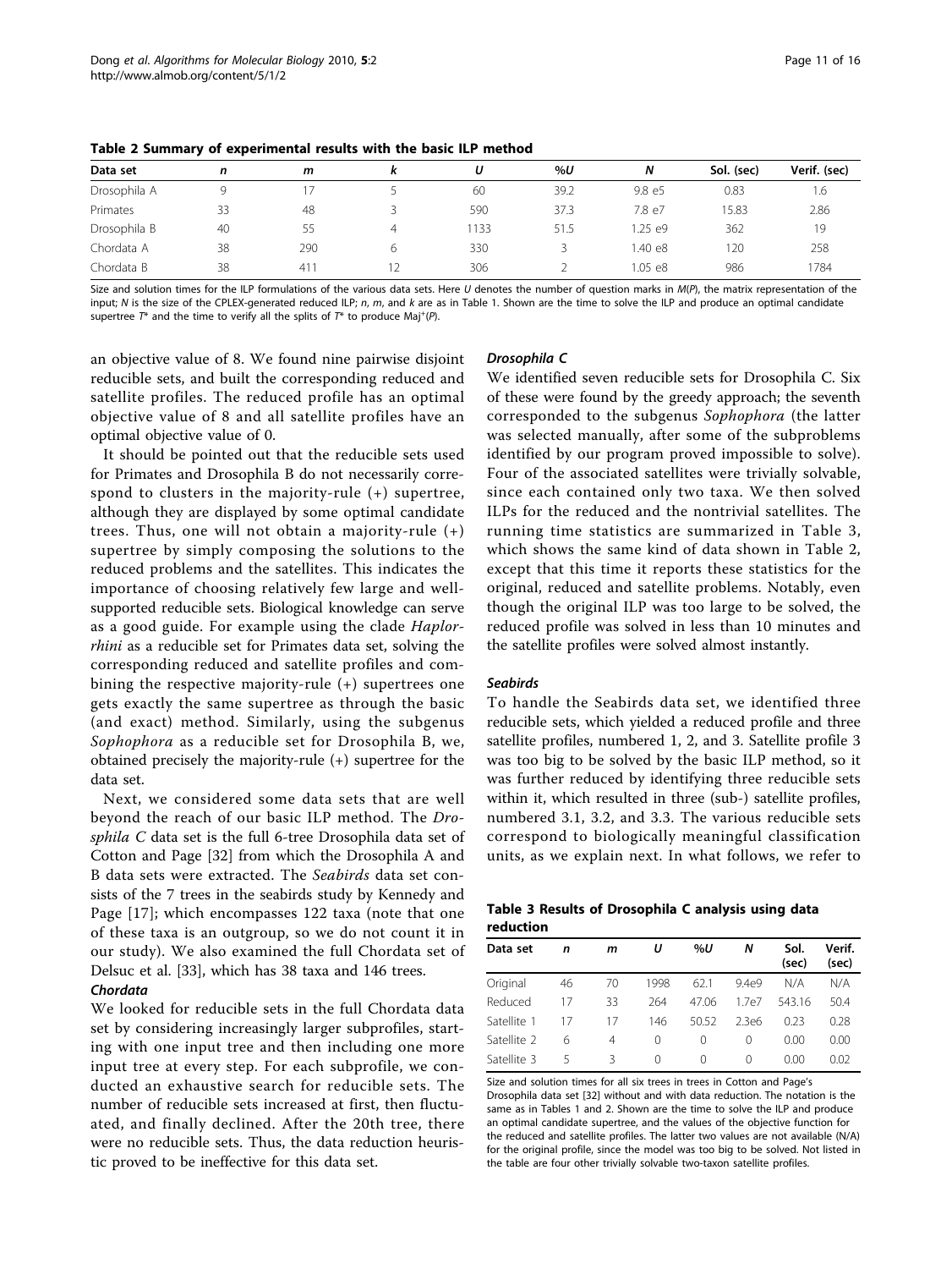**Table 2 Summary of experimental results with the basic ILP method**

| Data set | $n$ | $m$ | $k$ | $U$ | $\%U$ | $N$ | Sol. (sec) | Verif. (sec) |
|---|---|---|---|---|---|---|---|---|
| Drosophila A | 9 | 17 | 5 | 60 | 39.2 | 9.8 e5 | 0.83 | 1.6 |
| Primates | 33 | 48 | 3 | 590 | 37.3 | 7.8 e7 | 15.83 | 2.86 |
| Drosophila B | 40 | 55 | 4 | 1133 | 51.5 | 1.25 e9 | 362 | 19 |
| Chordata A | 38 | 290 | 6 | 330 | 3 | 1.40 e8 | 120 | 258 |
| Chordata B | 38 | 411 | 12 | 306 | 2 | 1.05 e8 | 986 | 1784 |

Size and solution times for the ILP formulations of the various data sets. Here $U$ denotes the number of question marks in $M(P)$, the matrix representation of the input; $N$ is the size of the CPLEX-generated reduced ILP; $n$, $m$, and $k$ are as in Table 1. Shown are the time to solve the ILP and produce an optimal candidate supertree $T^*$ and the time to verify all the splits of $T^*$ to produce $\text{Maj}^+(P)$.

an objective value of 8. We found nine pairwise disjoint reducible sets, and built the corresponding reduced and satellite profiles. The reduced profile has an optimal objective value of 8 and all satellite profiles have an optimal objective value of 0.

It should be pointed out that the reducible sets used for Primates and Drosophila B do not necessarily correspond to clusters in the majority-rule (+) supertree, although they are displayed by some optimal candidate trees. Thus, one will not obtain a majority-rule (+) supertree by simply composing the solutions to the reduced problems and the satellites. This indicates the importance of choosing relatively few large and well-supported reducible sets. Biological knowledge can serve as a good guide. For example using the clade *Haplorrhini* as a reducible set for Primates data set, solving the corresponding reduced and satellite profiles and combining the respective majority-rule (+) supertrees one gets exactly the same supertree as through the basic (and exact) method. Similarly, using the subgenus *Sophophora* as a reducible set for Drosophila B, we, obtained precisely the majority-rule (+) supertree for the data set.

Next, we considered some data sets that are well beyond the reach of our basic ILP method. The *Drosphila C* data set is the full 6-tree Drosophila data set of Cotton and Page [32] from which the Drosophila A and B data sets were extracted. The *Seabirds* data set consists of the 7 trees in the seabirds study by Kennedy and Page [17]; which encompasses 122 taxa (note that one of these taxa is an outgroup, so we do not count it in our study). We also examined the full Chordata set of Delsuc et al. [33], which has 38 taxa and 146 trees.

#### Chordata

We looked for reducible sets in the full Chordata data set by considering increasingly larger subprofiles, starting with one input tree and then including one more input tree at every step. For each subprofile, we conducted an exhaustive search for reducible sets. The number of reducible sets increased at first, then fluctuated, and finally declined. After the 20th tree, there were no reducible sets. Thus, the data reduction heuristic proved to be ineffective for this data set.

#### Drosophila C

We identified seven reducible sets for Drosophila C. Six of these were found by the greedy approach; the seventh corresponded to the subgenus *Sophophora* (the latter was selected manually, after some of the subproblems identified by our program proved impossible to solve). Four of the associated satellites were trivially solvable, since each contained only two taxa. We then solved ILPs for the reduced and the nontrivial satellites. The running time statistics are summarized in Table 3, which shows the same kind of data shown in Table 2, except that this time it reports these statistics for the original, reduced and satellite problems. Notably, even though the original ILP was too large to be solved, the reduced profile was solved in less than 10 minutes and the satellite profiles were solved almost instantly.

#### Seabirds

To handle the Seabirds data set, we identified three reducible sets, which yielded a reduced profile and three satellite profiles, numbered 1, 2, and 3. Satellite profile 3 was too big to be solved by the basic ILP method, so it was further reduced by identifying three reducible sets within it, which resulted in three (sub-) satellite profiles, numbered 3.1, 3.2, and 3.3. The various reducible sets correspond to biologically meaningful classification units, as we explain next. In what follows, we refer to

**Table 3 Results of Drosophila C analysis using data reduction**

| Data set | $n$ | $m$ | $U$ | $\%U$ | $N$ | Sol. (sec) | Verif. (sec) |
|---|---|---|---|---|---|---|---|
| Original | 46 | 70 | 1998 | 62.1 | 9.4e9 | N/A | N/A |
| Reduced | 17 | 33 | 264 | 47.06 | 1.7e7 | 543.16 | 50.4 |
| Satellite 1 | 17 | 17 | 146 | 50.52 | 2.3e6 | 0.23 | 0.28 |
| Satellite 2 | 6 | 4 | 0 | 0 | 0 | 0.00 | 0.00 |
| Satellite 3 | 5 | 3 | 0 | 0 | 0 | 0.00 | 0.02 |

Size and solution times for all six trees in trees in Cotton and Page's Drosophila data set [32] without and with data reduction. The notation is the same as in Tables 1 and 2. Shown are the time to solve the ILP and produce an optimal candidate supertree, and the values of the objective function for the reduced and satellite profiles. The latter two values are not available (N/A) for the original profile, since the model was too big to be solved. Not listed in the table are four other trivially solvable two-taxon satellite profiles.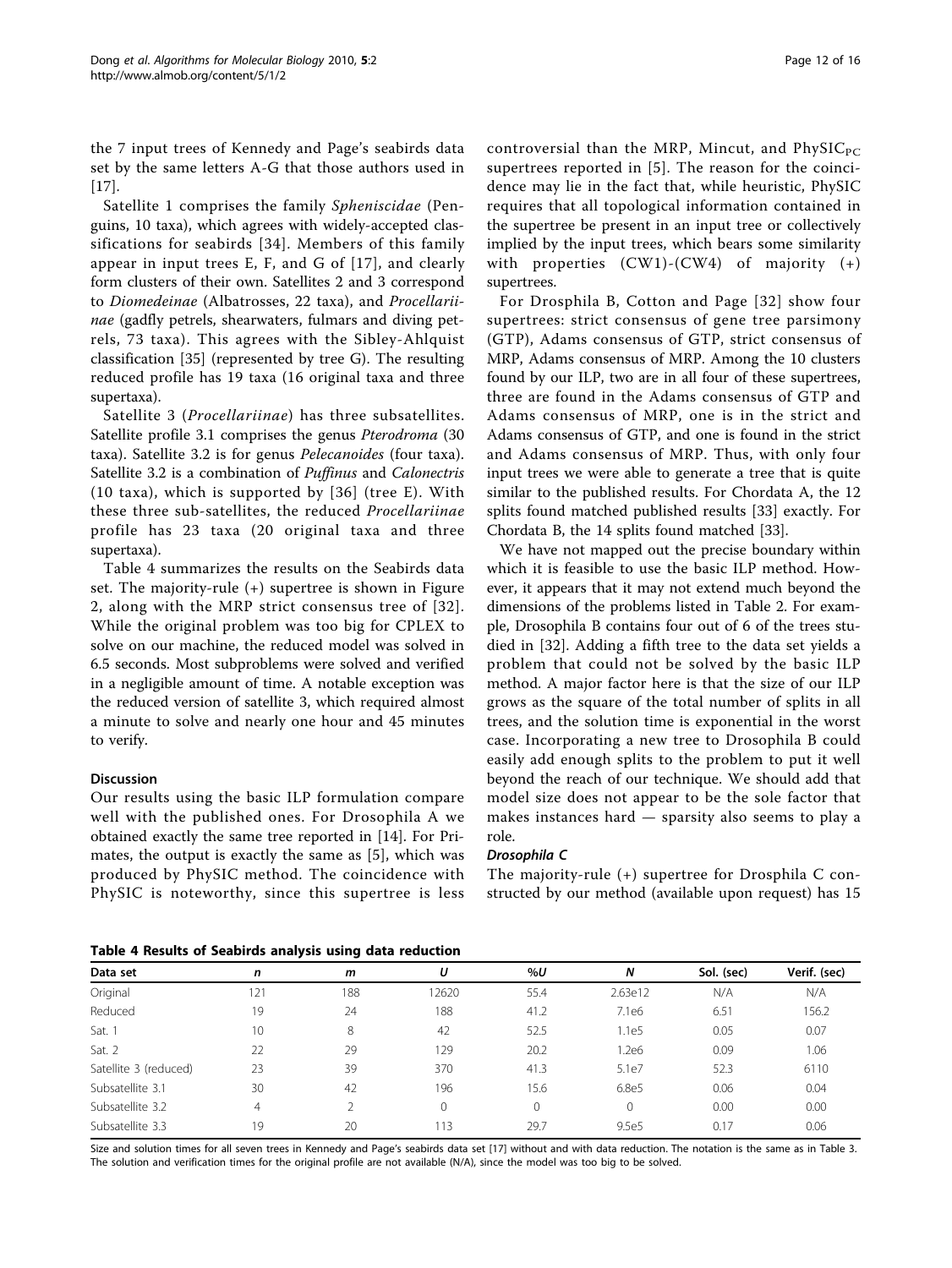the 7 input trees of Kennedy and Page's seabirds data set by the same letters A-G that those authors used in [17].

Satellite 1 comprises the family *Spheniscidae* (Penguins, 10 taxa), which agrees with widely-accepted classifications for seabirds [34]. Members of this family appear in input trees E, F, and G of [17], and clearly form clusters of their own. Satellites 2 and 3 correspond to *Diomedeinae* (Albatrosses, 22 taxa), and *Procellariinae* (gadfly petrels, shearwaters, fulmars and diving petrels, 73 taxa). This agrees with the Sibley-Ahlquist classification [35] (represented by tree G). The resulting reduced profile has 19 taxa (16 original taxa and three supertaxa).

Satellite 3 (*Procellariinae*) has three subsatellites. Satellite profile 3.1 comprises the genus *Pterodroma* (30 taxa). Satellite 3.2 is for genus *Pelecanoides* (four taxa). Satellite 3.2 is a combination of *Puffinus* and *Calonectris* (10 taxa), which is supported by [36] (tree E). With these three sub-satellites, the reduced *Procellariinae* profile has 23 taxa (20 original taxa and three supertaxa).

Table 4 summarizes the results on the Seabirds data set. The majority-rule (+) supertree is shown in Figure 2, along with the MRP strict consensus tree of [32]. While the original problem was too big for CPLEX to solve on our machine, the reduced model was solved in 6.5 seconds. Most subproblems were solved and verified in a negligible amount of time. A notable exception was the reduced version of satellite 3, which required almost a minute to solve and nearly one hour and 45 minutes to verify.

## Discussion

Our results using the basic ILP formulation compare well with the published ones. For Drosophila A we obtained exactly the same tree reported in [14]. For Primates, the output is exactly the same as [5], which was produced by PhySIC method. The coincidence with PhySIC is noteworthy, since this supertree is less controversial than the MRP, Mincut, and $\text{PhySIC}_{\text{PC}}$ supertrees reported in [5]. The reason for the coincidence may lie in the fact that, while heuristic, PhySIC requires that all topological information contained in the supertree be present in an input tree or collectively implied by the input trees, which bears some similarity with properties (CW1)-(CW4) of majority (+) supertrees.

For Drosphila B, Cotton and Page [32] show four supertrees: strict consensus of gene tree parsimony (GTP), Adams consensus of GTP, strict consensus of MRP, Adams consensus of MRP. Among the 10 clusters found by our ILP, two are in all four of these supertrees, three are found in the Adams consensus of GTP and Adams consensus of MRP, one is in the strict and Adams consensus of GTP, and one is found in the strict and Adams consensus of MRP. Thus, with only four input trees we were able to generate a tree that is quite similar to the published results. For Chordata A, the 12 splits found matched published results [33] exactly. For Chordata B, the 14 splits found matched [33].

We have not mapped out the precise boundary within which it is feasible to use the basic ILP method. However, it appears that it may not extend much beyond the dimensions of the problems listed in Table 2. For example, Drosophila B contains four out of 6 of the trees studied in [32]. Adding a fifth tree to the data set yields a problem that could not be solved by the basic ILP method. A major factor here is that the size of our ILP grows as the square of the total number of splits in all trees, and the solution time is exponential in the worst case. Incorporating a new tree to Drosophila B could easily add enough splits to the problem to put it well beyond the reach of our technique. We should add that model size does not appear to be the sole factor that makes instances hard — sparsity also seems to play a role.

### *Drosophila C*

The majority-rule (+) supertree for Drosphila C constructed by our method (available upon request) has 15

**Table 4 Results of Seabirds analysis using data reduction**

| Data set | *n* | *m* | *U* | %*U* | *N* | Sol. (sec) | Verif. (sec) |
|---|---|---|---|---|---|---|---|
| Original | 121 | 188 | 12620 | 55.4 | 2.63e12 | N/A | N/A |
| Reduced | 19 | 24 | 188 | 41.2 | 7.1e6 | 6.51 | 156.2 |
| Sat. 1 | 10 | 8 | 42 | 52.5 | 1.1e5 | 0.05 | 0.07 |
| Sat. 2 | 22 | 29 | 129 | 20.2 | 1.2e6 | 0.09 | 1.06 |
| Satellite 3 (reduced) | 23 | 39 | 370 | 41.3 | 5.1e7 | 52.3 | 6110 |
| Subsatellite 3.1 | 30 | 42 | 196 | 15.6 | 6.8e5 | 0.06 | 0.04 |
| Subsatellite 3.2 | 4 | 2 | 0 | 0 | 0 | 0.00 | 0.00 |
| Subsatellite 3.3 | 19 | 20 | 113 | 29.7 | 9.5e5 | 0.17 | 0.06 |

Size and solution times for all seven trees in Kennedy and Page's seabirds data set [17] without and with data reduction. The notation is the same as in Table 3. The solution and verification times for the original profile are not available (N/A), since the model was too big to be solved.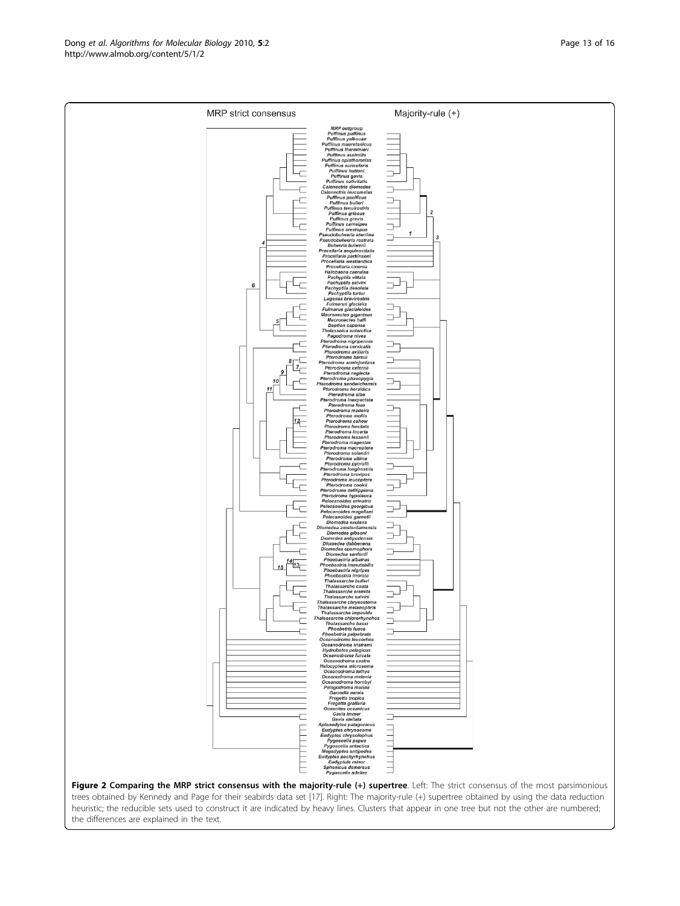MRP strict consensus

Majority-rule (+)

MRP outgroup
Puffinus puffinus
Puffinus yelkouan
Puffinus mauretanicus
Puffinus lherminieri
Puffinus assimilis
Puffinus opisthomelas
Puffinus auricularis
Puffinus huttoni
Puffinus gavia
Puffinus nativitatis
Calonectris diomedea
Calonectris leucomelas
Puffinus pacificus
Puffinus bulleri
Puffinus tenuirostris
Puffinus griseus
Puffinus gravis
Puffinus carneipes
Puffinus creatopus
Pseudobulweria aterrima
Pseudobulweria rostrata
Bulweria bulwerii
Procellaria aequinoctialis
Procellaria parkinsoni
Procellaria westlandica
Procellaria cinerea
Halobaena caerulea
Pachyptila vittata
Pachyptila salvini
Pachyptila desolata
Pachyptila turtur
Lugensa brevirostris
Fulmarus glacialis
Fulmarus glacialoides
Macronectes giganteus
Macronectes halli
Daption capense
Thalassoica antarctica
Pagodroma nivea
Pterodroma nigripennis
Pterodroma cervicalis
Pterodroma axillaris
Pterodroma baraui
Pterodroma arminjoniana
Pterodroma externa
Pterodroma neglecta
Pterodroma phaeopygia
Pterodroma sandwichensis
Pterodroma heraldica
Pterodroma alba
Pterodroma inexpectata
Pterodroma feae
Pterodroma madeira
Pterodroma mollis
Pterodroma cahow
Pterodroma hasitata
Pterodroma incerta
Pterodroma lessonii
Pterodroma magentae
Pterodroma macroptera
Pterodroma solandri
Pterodroma ultima
Pterodroma pycrofti
Pterodroma longirostris
Pterodroma brevipes
Pterodroma leucoptera
Pterodroma cookii
Pterodroma defilippiana
Pterodroma hypoleuca
Pelecanoides urinatrix
Pelecanoides georgicus
Pelecanoides magellani
Pelecanoides garnotii
Diomedea exulans
Diomedea amsterdamensis
Diomedea gibsoni
Diomedea antipodensis
Diomedea dabbenena
Diomedea epomophora
Diomedea sanfordi
Phoebastria albatrus
Phoebastria immutabilis
Phoebastria nigripes
Phoebastria irrorata
Thalassarche bulleri
Thalassarche cauta
Thalassarche eremita
Thalassarche salvini
Thalassarche chrysostoma
Thalassarche melanophris
Thalassarche impavida
Thalassarche chlororhynchos
Thalassarche bassi
Phoebetria fusca
Phoebetria palpebrata
Oceanodroma leucorhoa
Oceanodroma tristrami
Hydrobates pelagicus
Oceanodroma furcata
Oceanodroma castro
Halocyptena microsoma
Oceanodroma tethys
Oceanodroma melania
Oceanodroma hornbyi
Pelagodroma marina
Garrodia nereis
Fregetta tropica
Fregetta grallaria
Oceanites oceanicus
Gavia immer
Gavia stellata
Aptenodytes patagonicus
Eudyptes chrysocome
Eudyptes chrysolophus
Pygoscelis papua
Pygoscelis antactica
Megadyptes antipodes
Eudyptes pachyrhynchus
Eudyptula minor
Spheniscus demersus
Pygoscelis adeliae

**Figure 2 Comparing the MRP strict consensus with the majority-rule (+) supertree**. Left: The strict consensus of the most parsimonious trees obtained by Kennedy and Page for their seabirds data set [17]. Right: The majority-rule (+) supertree obtained by using the data reduction heuristic; the reducible sets used to construct it are indicated by heavy lines. Clusters that appear in one tree but not the other are numbered; the differences are explained in the text.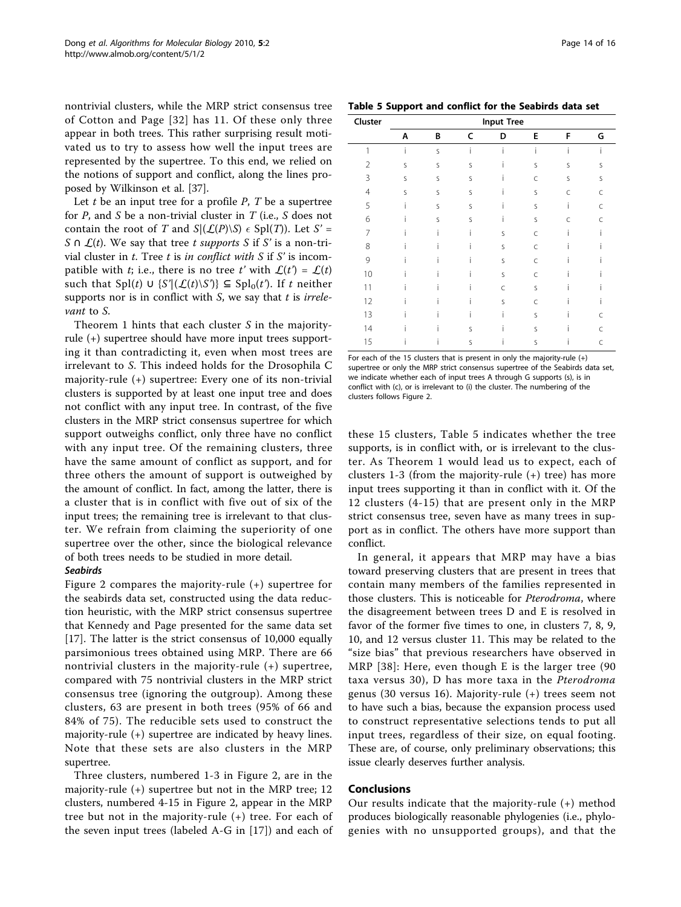nontrivial clusters, while the MRP strict consensus tree of Cotton and Page [32] has 11. Of these only three appear in both trees. This rather surprising result motivated us to try to assess how well the input trees are represented by the supertree. To this end, we relied on the notions of support and conflict, along the lines proposed by Wilkinson et al. [37].

Let $t$ be an input tree for a profile $P$, $T$ be a supertree for $P$, and $S$ be a non-trivial cluster in $T$ (i.e., $S$ does not contain the root of $T$ and $S|(\mathcal{L}(P)\backslash S) \in \text{Spl}(T)$). Let $S' = S \cap \mathcal{L}(t)$. We say that tree $t$ *supports* $S$ if $S'$ is a non-trivial cluster in $t$. Tree $t$ is *in conflict with* $S$ if $S'$ is incompatible with $t$; i.e., there is no tree $t'$ with $\mathcal{L}(t') = \mathcal{L}(t)$ such that $\text{Spl}(t) \cup \{S'|(\mathcal{L}(t)\backslash S')\} \subseteq \text{Spl}_0(t')$. If $t$ neither supports nor is in conflict with $S$, we say that $t$ is *irrelevant* to $S$.

Theorem 1 hints that each cluster $S$ in the majority-rule (+) supertree should have more input trees supporting it than contradicting it, even when most trees are irrelevant to $S$. This indeed holds for the Drosophila C majority-rule (+) supertree: Every one of its non-trivial clusters is supported by at least one input tree and does not conflict with any input tree. In contrast, of the five clusters in the MRP strict consensus supertree for which support outweighs conflict, only three have no conflict with any input tree. Of the remaining clusters, three have the same amount of conflict as support, and for three others the amount of support is outweighed by the amount of conflict. In fact, among the latter, there is a cluster that is in conflict with five out of six of the input trees; the remaining tree is irrelevant to that cluster. We refrain from claiming the superiority of one supertree over the other, since the biological relevance of both trees needs to be studied in more detail.

***Seabirds***

Figure 2 compares the majority-rule (+) supertree for the seabirds data set, constructed using the data reduction heuristic, with the MRP strict consensus supertree that Kennedy and Page presented for the same data set [17]. The latter is the strict consensus of 10,000 equally parsimonious trees obtained using MRP. There are 66 nontrivial clusters in the majority-rule (+) supertree, compared with 75 nontrivial clusters in the MRP strict consensus tree (ignoring the outgroup). Among these clusters, 63 are present in both trees (95% of 66 and 84% of 75). The reducible sets used to construct the majority-rule (+) supertree are indicated by heavy lines. Note that these sets are also clusters in the MRP supertree.

Three clusters, numbered 1-3 in Figure 2, are in the majority-rule (+) supertree but not in the MRP tree; 12 clusters, numbered 4-15 in Figure 2, appear in the MRP tree but not in the majority-rule (+) tree. For each of the seven input trees (labeled A-G in [17]) and each of these 15 clusters, Table 5 indicates whether the tree supports, is in conflict with, or is irrelevant to the cluster. As Theorem 1 would lead us to expect, each of clusters 1-3 (from the majority-rule (+) tree) has more input trees supporting it than in conflict with it. Of the 12 clusters (4-15) that are present only in the MRP strict consensus tree, seven have as many trees in support as in conflict. The others have more support than conflict.

In general, it appears that MRP may have a bias toward preserving clusters that are present in trees that contain many members of the families represented in those clusters. This is noticeable for *Pterodroma*, where the disagreement between trees D and E is resolved in favor of the former five times to one, in clusters 7, 8, 9, 10, and 12 versus cluster 11. This may be related to the "size bias" that previous researchers have observed in MRP [38]: Here, even though E is the larger tree (90 taxa versus 30), D has more taxa in the *Pterodroma* genus (30 versus 16). Majority-rule (+) trees seem not to have such a bias, because the expansion process used to construct representative selections tends to put all input trees, regardless of their size, on equal footing. These are, of course, only preliminary observations; this issue clearly deserves further analysis.

**Table 5 Support and conflict for the Seabirds data set**

| Cluster | Input Tree | | | | | | |
|---|---|---|---|---|---|---|---|
| | A | B | C | D | E | F | G |
| 1 | i | s | i | i | i | i | i |
| 2 | s | s | s | i | s | s | s |
| 3 | s | s | s | i | c | s | s |
| 4 | s | s | s | i | s | c | c |
| 5 | i | s | s | i | s | i | c |
| 6 | i | s | s | i | s | c | c |
| 7 | i | i | i | s | c | i | i |
| 8 | i | i | i | s | c | i | i |
| 9 | i | i | i | s | c | i | i |
| 10 | i | i | i | s | c | i | i |
| 11 | i | i | i | c | s | i | i |
| 12 | i | i | i | s | c | i | i |
| 13 | i | i | i | i | s | i | c |
| 14 | i | i | s | i | s | i | c |
| 15 | i | i | s | i | s | i | c |

For each of the 15 clusters that is present in only the majority-rule (+) supertree or only the MRP strict consensus supertree of the Seabirds data set, we indicate whether each of input trees A through G supports (s), is in conflict with (c), or is irrelevant to (i) the cluster. The numbering of the clusters follows Figure 2.

## Conclusions

Our results indicate that the majority-rule (+) method produces biologically reasonable phylogenies (i.e., phylogenies with no unsupported groups), and that the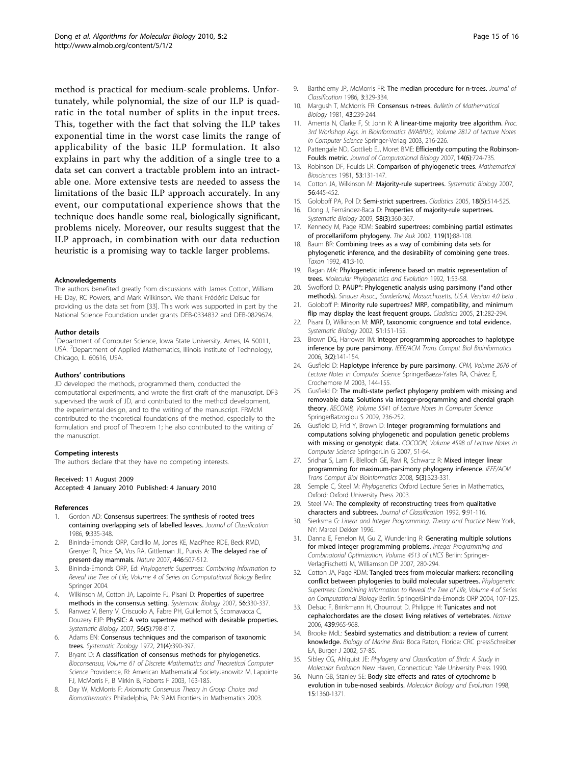method is practical for medium-scale problems. Unfortunately, while polynomial, the size of our ILP is quadratic in the total number of splits in the input trees. This, together with the fact that solving the ILP takes exponential time in the worst case limits the range of applicability of the basic ILP formulation. It also explains in part why the addition of a single tree to a data set can convert a tractable problem into an intractable one. More extensive tests are needed to assess the limitations of the basic ILP approach accurately. In any event, our computational experience shows that the technique does handle some real, biologically significant, problems nicely. Moreover, our results suggest that the ILP approach, in combination with our data reduction heuristic is a promising way to tackle larger problems.

#### Acknowledgements

The authors benefited greatly from discussions with James Cotton, William HE Day, RC Powers, and Mark Wilkinson. We thank Frédéric Delsuc for providing us the data set from [33]. This work was supported in part by the National Science Foundation under grants DEB-0334832 and DEB-0829674.

#### Author details

[1]Department of Computer Science, Iowa State University, Ames, IA 50011, USA. [2]Department of Applied Mathematics, Illinois Institute of Technology, Chicago, IL 60616, USA.

#### Authors' contributions

JD developed the methods, programmed them, conducted the computational experiments, and wrote the first draft of the manuscript. DFB supervised the work of JD, and contributed to the method development, the experimental design, and to the writing of the manuscript. FRMcM contributed to the theoretical foundations of the method, especially to the formulation and proof of Theorem 1; he also contributed to the writing of the manuscript.

#### Competing interests

The authors declare that they have no competing interests.

Received: 11 August 2009
Accepted: 4 January 2010 Published: 4 January 2010

#### References

1. Gordon AD: **Consensus supertrees: The synthesis of rooted trees containing overlapping sets of labelled leaves.** *Journal of Classification* 1986, **9**:335-348.
2. Bininda-Emonds ORP, Cardillo M, Jones KE, MacPhee RDE, Beck RMD, Grenyer R, Price SA, Vos RA, Gittleman JL, Purvis A: **The delayed rise of present-day mammals.** *Nature* 2007, **446**:507-512.
3. Bininda-Emonds ORP, Ed: *Phylogenetic Supertrees: Combining Information to Reveal the Tree of Life, Volume 4 of Series on Computational Biology* Berlin: Springer 2004.
4. Wilkinson M, Cotton JA, Lapointe FJ, Pisani D: **Properties of supertree methods in the consensus setting.** *Systematic Biology* 2007, **56**:330-337.
5. Ranwez V, Berry V, Criscuolo A, Fabre PH, Guillemot S, Scornavacca C, Douzery EJP: **PhySIC: A veto supertree method with desirable properties.** *Systematic Biology* 2007, **56(5)**:798-817.
6. Adams EN: **Consensus techniques and the comparison of taxonomic trees.** *Systematic Zoology* 1972, **21(4)**:390-397.
7. Bryant D: **A classification of consensus methods for phylogenetics.** *Bioconsensus, Volume 61 of Discrete Mathematics and Theoretical Computer Science* Providence, RI: American Mathematical SocietyJanowitz M, Lapointe FJ, McMorris F, B Mirkin B, Roberts F 2003, 163-185.
8. Day W, McMorris F: *Axiomatic Consensus Theory in Group Choice and Biomathematics* Philadelphia, PA: SIAM Frontiers in Mathematics 2003.
9. Barthélemy JP, McMorris FR: **The median procedure for n-trees.** *Journal of Classification* 1986, **3**:329-334.
10. Margush T, McMorris FR: **Consensus n-trees.** *Bulletin of Mathematical Biology* 1981, **43**:239-244.
11. Amenta N, Clarke F, St John K: **A linear-time majority tree algorithm.** *Proc. 3rd Workshop Algs. in Bioinformatics (WABI'03), Volume 2812 of Lecture Notes in Computer Science* Springer-Verlag 2003, 216-226.
12. Pattengale ND, Gottlieb EJ, Moret BME: **Efficiently computing the Robinson-Foulds metric.** *Journal of Computational Biology* 2007, **14(6)**:724-735.
13. Robinson DF, Foulds LR: **Comparison of phylogenetic trees.** *Mathematical Biosciences* 1981, **53**:131-147.
14. Cotton JA, Wilkinson M: **Majority-rule supertrees.** *Systematic Biology* 2007, **56**:445-452.
15. Goloboff PA, Pol D: **Semi-strict supertrees.** *Cladistics* 2005, **18(5)**:514-525.
16. Dong J, Fernández-Baca D: **Properties of majority-rule supertrees.** *Systematic Biology* 2009, **58(3)**:360-367.
17. Kennedy M, Page RDM: **Seabird supertrees: combining partial estimates of procellariiform phylogeny.** *The Auk* 2002, **119(1)**:88-108.
18. Baum BR: **Combining trees as a way of combining data sets for phylogenetic inference, and the desirability of combining gene trees.** *Taxon* 1992, **41**:3-10.
19. Ragan MA: **Phylogenetic inference based on matrix representation of trees.** *Molecular Phylogenetics and Evolution* 1992, **1**:53-58.
20. Swofford D: **PAUP*: Phylogenetic analysis using parsimony (*and other methods).** *Sinauer Assoc., Sunderland, Massachusetts, U.S.A. Version 4.0 beta* .
21. Goloboff P: **Minority rule supertrees? MRP, compatibility, and minimum flip may display the least frequent groups.** *Cladistics* 2005, **21**:282-294.
22. Pisani D, Wilkinson M: **MRP, taxonomic congruence and total evidence.** *Systematic Biology* 2002, **51**:151-155.
23. Brown DG, Harrower IM: **Integer programming approaches to haplotype inference by pure parsimony.** *IEEE/ACM Trans Comput Biol Bioinformatics* 2006, **3(2)**:141-154.
24. Gusfield D: **Haplotype inference by pure parsimony.** *CPM, Volume 2676 of Lecture Notes in Computer Science* SpringerBaeza-Yates RA, Chávez E, Crochemore M 2003, 144-155.
25. Gusfield D: **The multi-state perfect phylogeny problem with missing and removable data: Solutions via integer-programming and chordal graph theory.** *RECOMB, Volume 5541 of Lecture Notes in Computer Science* SpringerBatzoglou S 2009, 236-252.
26. Gusfield D, Frid Y, Brown D: **Integer programming formulations and computations solving phylogenetic and population genetic problems with missing or genotypic data.** *COCOON, Volume 4598 of Lecture Notes in Computer Science* SpringerLin G 2007, 51-64.
27. Sridhar S, Lam F, Blelloch GE, Ravi R, Schwartz R: **Mixed integer linear programming for maximum-parsimony phylogeny inference.** *IEEE/ACM Trans Comput Biol Bioinformatics* 2008, **5(3)**:323-331.
28. Semple C, Steel M: *Phylogenetics* Oxford Lecture Series in Mathematics, Oxford: Oxford University Press 2003.
29. Steel MA: **The complexity of reconstructing trees from qualitative characters and subtrees.** *Journal of Classification* 1992, **9**:91-116.
30. Sierksma G: *Linear and Integer Programming, Theory and Practice* New York, NY: Marcel Dekker 1996.
31. Danna E, Fenelon M, Gu Z, Wunderling R: **Generating multiple solutions for mixed integer programming problems.** *Integer Programming and Combinatorial Optimization, Volume 4513 of LNCS* Berlin: Springer-VerlagFischetti M, Williamson DP 2007, 280-294.
32. Cotton JA, Page RDM: **Tangled trees from molecular markers: reconciling conflict between phylogenies to build molecular supertrees.** *Phylogenetic Supertrees: Combining Information to Reveal the Tree of Life, Volume 4 of Series on Computational Biology* Berlin: SpringerBininda-Emonds ORP 2004, 107-125.
33. Delsuc F, Brinkmann H, Chourrout D, Philippe H: **Tunicates and not cephalochordates are the closest living relatives of vertebrates.** *Nature* 2006, **439**:965-968.
34. Brooke MdL: **Seabird systematics and distribution: a review of current knowledge.** *Biology of Marine Birds* Boca Raton, Florida: CRC pressSchreiber EA, Burger J 2002, 57-85.
35. Sibley CG, Ahlquist JE: *Phylogeny and Classification of Birds: A Study in Molecular Evolution* New Haven, Connecticut: Yale University Press 1990.
36. Nunn GB, Stanley SE: **Body size effects and rates of cytochrome b evolution in tube-nosed seabirds.** *Molecular Biology and Evolution* 1998, **15**:1360-1371.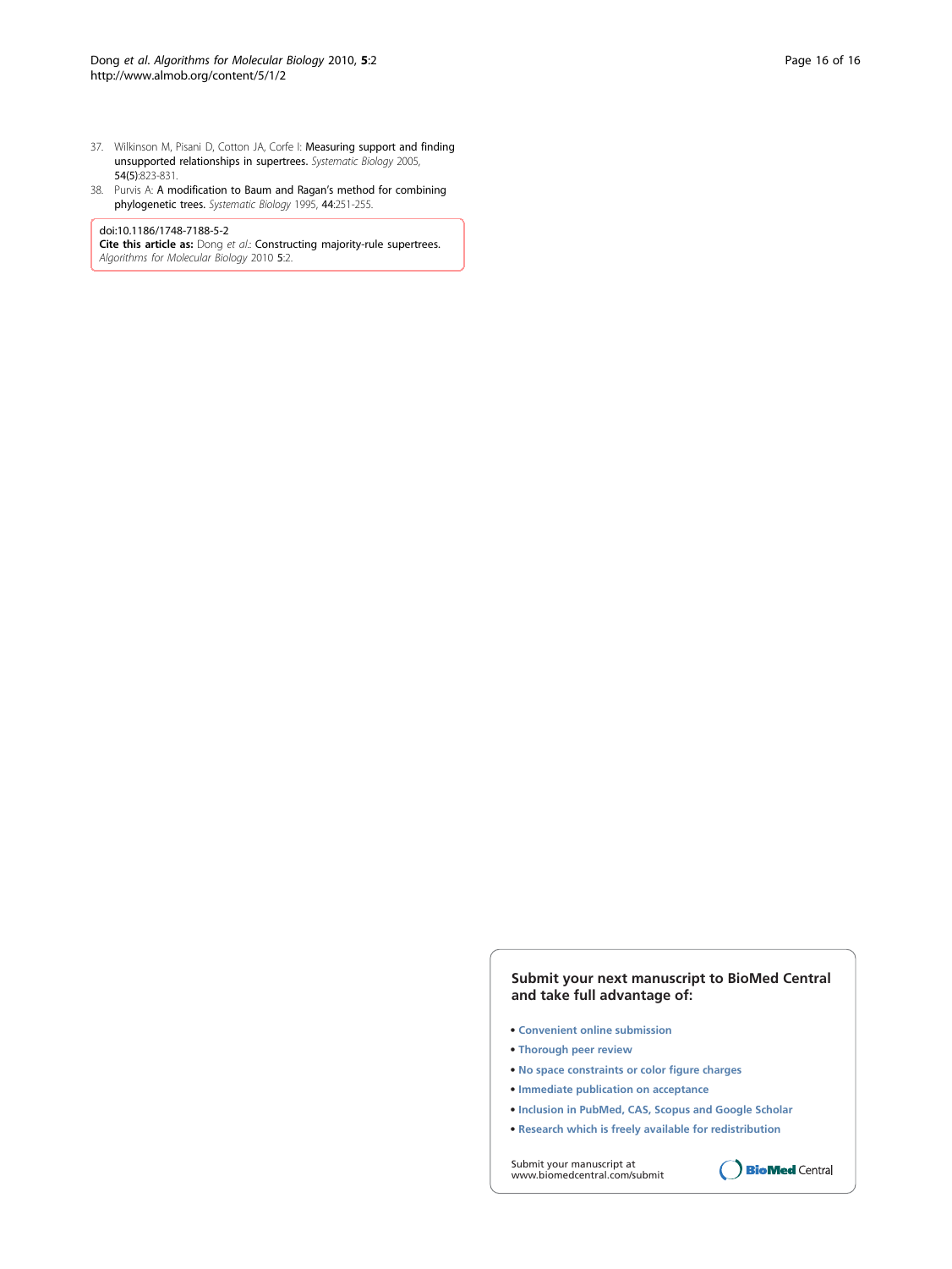37. Wilkinson M, Pisani D, Cotton JA, Corfe I: **Measuring support and finding unsupported relationships in supertrees.** *Systematic Biology* 2005, **54(5)**:823-831.
38. Purvis A: **A modification to Baum and Ragan's method for combining phylogenetic trees.** *Systematic Biology* 1995, **44**:251-255.

doi:10.1186/1748-7188-5-2
**Cite this article as:** Dong *et al.*: Constructing majority-rule supertrees. *Algorithms for Molecular Biology* 2010 **5**:2.

**Submit your next manuscript to BioMed Central and take full advantage of:**

- **Convenient online submission**
- **Thorough peer review**
- **No space constraints or color figure charges**
- **Immediate publication on acceptance**
- **Inclusion in PubMed, CAS, Scopus and Google Scholar**
- **Research which is freely available for redistribution**

Submit your manuscript at
www.biomedcentral.com/submit

BioMed Central